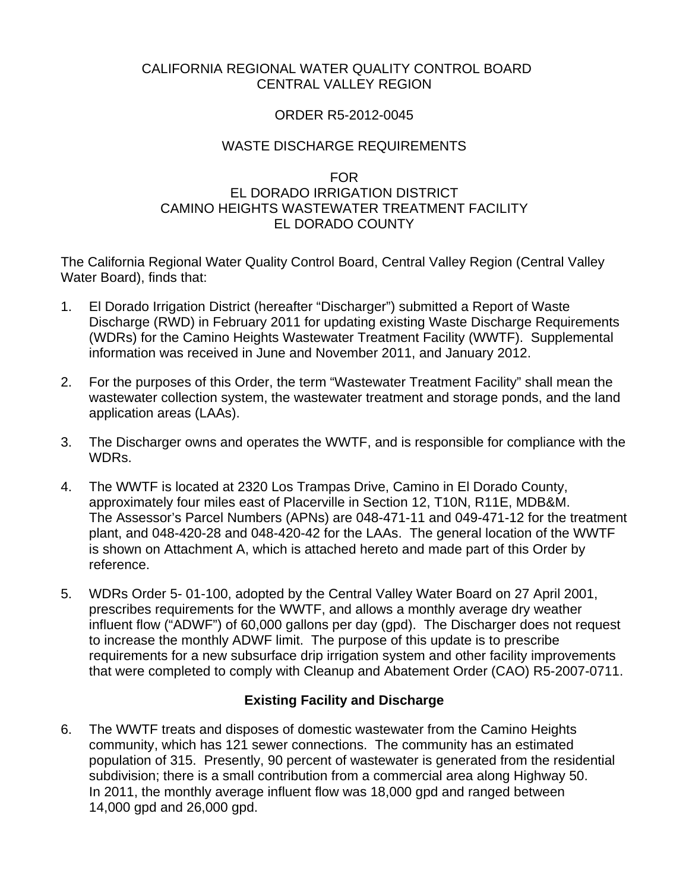CALIFORNIA REGIONAL WATER QUALITY CONTROL BOARD
CENTRAL VALLEY REGION

ORDER R5-2012-0045

WASTE DISCHARGE REQUIREMENTS

FOR
EL DORADO IRRIGATION DISTRICT
CAMINO HEIGHTS WASTEWATER TREATMENT FACILITY
EL DORADO COUNTY

The California Regional Water Quality Control Board, Central Valley Region (Central Valley Water Board), finds that:

1. El Dorado Irrigation District (hereafter "Discharger") submitted a Report of Waste Discharge (RWD) in February 2011 for updating existing Waste Discharge Requirements (WDRs) for the Camino Heights Wastewater Treatment Facility (WWTF). Supplemental information was received in June and November 2011, and January 2012.

2. For the purposes of this Order, the term "Wastewater Treatment Facility" shall mean the wastewater collection system, the wastewater treatment and storage ponds, and the land application areas (LAAs).

3. The Discharger owns and operates the WWTF, and is responsible for compliance with the WDRs.

4. The WWTF is located at 2320 Los Trampas Drive, Camino in El Dorado County, approximately four miles east of Placerville in Section 12, T10N, R11E, MDB&M. The Assessor's Parcel Numbers (APNs) are 048-471-11 and 049-471-12 for the treatment plant, and 048-420-28 and 048-420-42 for the LAAs. The general location of the WWTF is shown on Attachment A, which is attached hereto and made part of this Order by reference.

5. WDRs Order 5- 01-100, adopted by the Central Valley Water Board on 27 April 2001, prescribes requirements for the WWTF, and allows a monthly average dry weather influent flow ("ADWF") of 60,000 gallons per day (gpd). The Discharger does not request to increase the monthly ADWF limit. The purpose of this update is to prescribe requirements for a new subsurface drip irrigation system and other facility improvements that were completed to comply with Cleanup and Abatement Order (CAO) R5-2007-0711.

## Existing Facility and Discharge

6. The WWTF treats and disposes of domestic wastewater from the Camino Heights community, which has 121 sewer connections. The community has an estimated population of 315. Presently, 90 percent of wastewater is generated from the residential subdivision; there is a small contribution from a commercial area along Highway 50. In 2011, the monthly average influent flow was 18,000 gpd and ranged between 14,000 gpd and 26,000 gpd.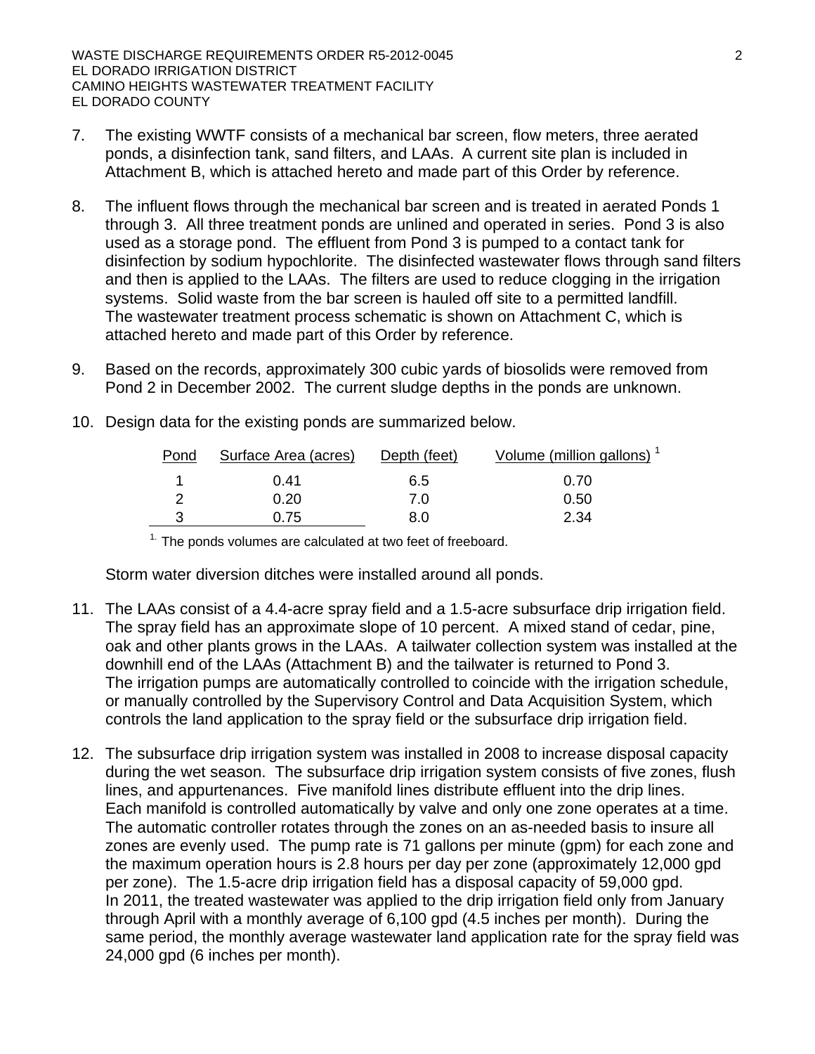7. The existing WWTF consists of a mechanical bar screen, flow meters, three aerated ponds, a disinfection tank, sand filters, and LAAs. A current site plan is included in Attachment B, which is attached hereto and made part of this Order by reference.

8. The influent flows through the mechanical bar screen and is treated in aerated Ponds 1 through 3. All three treatment ponds are unlined and operated in series. Pond 3 is also used as a storage pond. The effluent from Pond 3 is pumped to a contact tank for disinfection by sodium hypochlorite. The disinfected wastewater flows through sand filters and then is applied to the LAAs. The filters are used to reduce clogging in the irrigation systems. Solid waste from the bar screen is hauled off site to a permitted landfill. The wastewater treatment process schematic is shown on Attachment C, which is attached hereto and made part of this Order by reference.

9. Based on the records, approximately 300 cubic yards of biosolids were removed from Pond 2 in December 2002. The current sludge depths in the ponds are unknown.

10. Design data for the existing ponds are summarized below.

| Pond | Surface Area (acres) | Depth (feet) | Volume (million gallons) [1] |
|---|---|---|---|
| 1 | 0.41 | 6.5 | 0.70 |
| 2 | 0.20 | 7.0 | 0.50 |
| 3 | 0.75 | 8.0 | 2.34 |

[1] The ponds volumes are calculated at two feet of freeboard.

Storm water diversion ditches were installed around all ponds.

11. The LAAs consist of a 4.4-acre spray field and a 1.5-acre subsurface drip irrigation field. The spray field has an approximate slope of 10 percent. A mixed stand of cedar, pine, oak and other plants grows in the LAAs. A tailwater collection system was installed at the downhill end of the LAAs (Attachment B) and the tailwater is returned to Pond 3. The irrigation pumps are automatically controlled to coincide with the irrigation schedule, or manually controlled by the Supervisory Control and Data Acquisition System, which controls the land application to the spray field or the subsurface drip irrigation field.

12. The subsurface drip irrigation system was installed in 2008 to increase disposal capacity during the wet season. The subsurface drip irrigation system consists of five zones, flush lines, and appurtenances. Five manifold lines distribute effluent into the drip lines. Each manifold is controlled automatically by valve and only one zone operates at a time. The automatic controller rotates through the zones on an as-needed basis to insure all zones are evenly used. The pump rate is 71 gallons per minute (gpm) for each zone and the maximum operation hours is 2.8 hours per day per zone (approximately 12,000 gpd per zone). The 1.5-acre drip irrigation field has a disposal capacity of 59,000 gpd. In 2011, the treated wastewater was applied to the drip irrigation field only from January through April with a monthly average of 6,100 gpd (4.5 inches per month). During the same period, the monthly average wastewater land application rate for the spray field was 24,000 gpd (6 inches per month).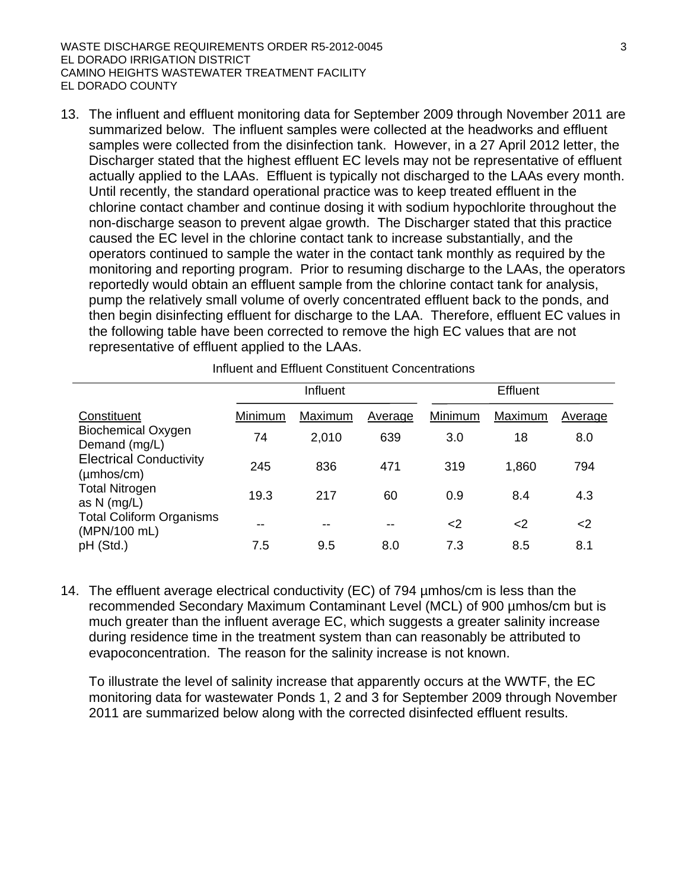13. The influent and effluent monitoring data for September 2009 through November 2011 are summarized below. The influent samples were collected at the headworks and effluent samples were collected from the disinfection tank. However, in a 27 April 2012 letter, the Discharger stated that the highest effluent EC levels may not be representative of effluent actually applied to the LAAs. Effluent is typically not discharged to the LAAs every month. Until recently, the standard operational practice was to keep treated effluent in the chlorine contact chamber and continue dosing it with sodium hypochlorite throughout the non-discharge season to prevent algae growth. The Discharger stated that this practice caused the EC level in the chlorine contact tank to increase substantially, and the operators continued to sample the water in the contact tank monthly as required by the monitoring and reporting program. Prior to resuming discharge to the LAAs, the operators reportedly would obtain an effluent sample from the chlorine contact tank for analysis, pump the relatively small volume of overly concentrated effluent back to the ponds, and then begin disinfecting effluent for discharge to the LAA. Therefore, effluent EC values in the following table have been corrected to remove the high EC values that are not representative of effluent applied to the LAAs.

Influent and Effluent Constituent Concentrations

| | Influent | | | Effluent | | |
|---|---|---|---|---|---|---|
| Constituent | Minimum | Maximum | Average | Minimum | Maximum | Average |
| Biochemical Oxygen Demand (mg/L) | 74 | 2,010 | 639 | 3.0 | 18 | 8.0 |
| Electrical Conductivity (µmhos/cm) | 245 | 836 | 471 | 319 | 1,860 | 794 |
| Total Nitrogen as N (mg/L) | 19.3 | 217 | 60 | 0.9 | 8.4 | 4.3 |
| Total Coliform Organisms (MPN/100 mL) | -- | -- | -- | <2 | <2 | <2 |
| pH (Std.) | 7.5 | 9.5 | 8.0 | 7.3 | 8.5 | 8.1 |

14. The effluent average electrical conductivity (EC) of 794 µmhos/cm is less than the recommended Secondary Maximum Contaminant Level (MCL) of 900 µmhos/cm but is much greater than the influent average EC, which suggests a greater salinity increase during residence time in the treatment system than can reasonably be attributed to evapoconcentration. The reason for the salinity increase is not known.

    To illustrate the level of salinity increase that apparently occurs at the WWTF, the EC monitoring data for wastewater Ponds 1, 2 and 3 for September 2009 through November 2011 are summarized below along with the corrected disinfected effluent results.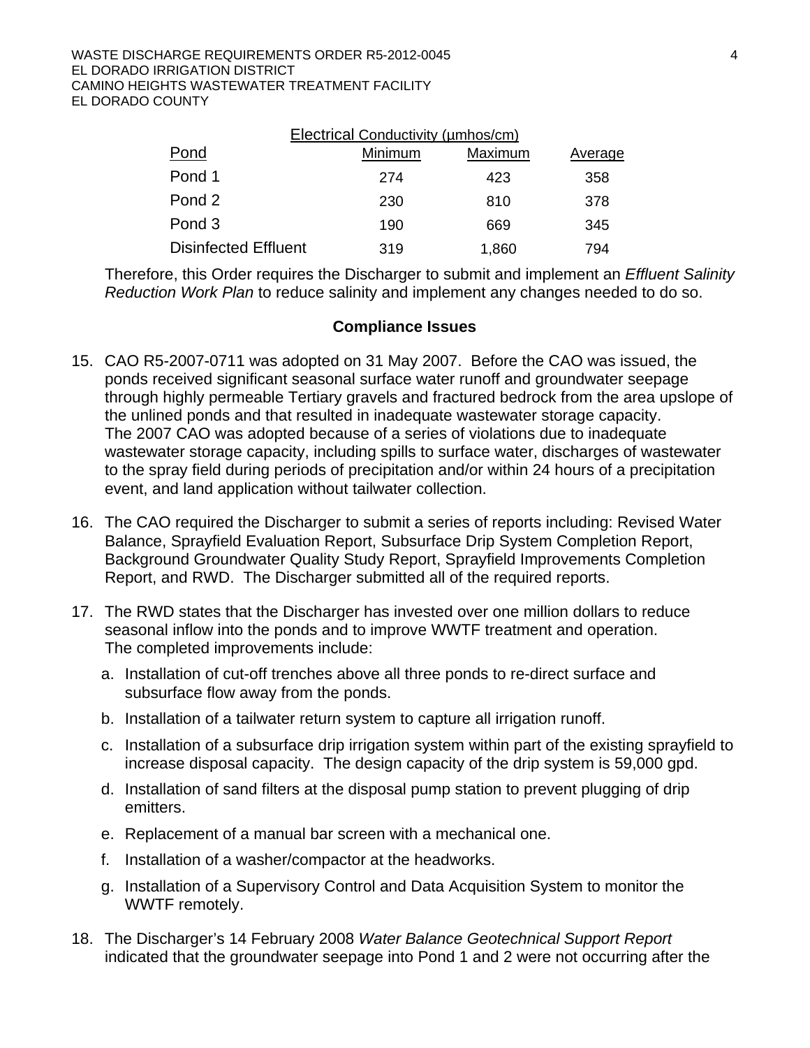| Pond | Electrical Conductivity (µmhos/cm) Minimum | Maximum | Average |
|---|---|---|---|
| Pond 1 | 274 | 423 | 358 |
| Pond 2 | 230 | 810 | 378 |
| Pond 3 | 190 | 669 | 345 |
| Disinfected Effluent | 319 | 1,860 | 794 |

Therefore, this Order requires the Discharger to submit and implement an *Effluent Salinity Reduction Work Plan* to reduce salinity and implement any changes needed to do so.

**Compliance Issues**

15. CAO R5-2007-0711 was adopted on 31 May 2007. Before the CAO was issued, the ponds received significant seasonal surface water runoff and groundwater seepage through highly permeable Tertiary gravels and fractured bedrock from the area upslope of the unlined ponds and that resulted in inadequate wastewater storage capacity. The 2007 CAO was adopted because of a series of violations due to inadequate wastewater storage capacity, including spills to surface water, discharges of wastewater to the spray field during periods of precipitation and/or within 24 hours of a precipitation event, and land application without tailwater collection.

16. The CAO required the Discharger to submit a series of reports including: Revised Water Balance, Sprayfield Evaluation Report, Subsurface Drip System Completion Report, Background Groundwater Quality Study Report, Sprayfield Improvements Completion Report, and RWD. The Discharger submitted all of the required reports.

17. The RWD states that the Discharger has invested over one million dollars to reduce seasonal inflow into the ponds and to improve WWTF treatment and operation. The completed improvements include:

    a. Installation of cut-off trenches above all three ponds to re-direct surface and subsurface flow away from the ponds.

    b. Installation of a tailwater return system to capture all irrigation runoff.

    c. Installation of a subsurface drip irrigation system within part of the existing sprayfield to increase disposal capacity. The design capacity of the drip system is 59,000 gpd.

    d. Installation of sand filters at the disposal pump station to prevent plugging of drip emitters.

    e. Replacement of a manual bar screen with a mechanical one.

    f. Installation of a washer/compactor at the headworks.

    g. Installation of a Supervisory Control and Data Acquisition System to monitor the WWTF remotely.

18. The Discharger's 14 February 2008 *Water Balance Geotechnical Support Report* indicated that the groundwater seepage into Pond 1 and 2 were not occurring after the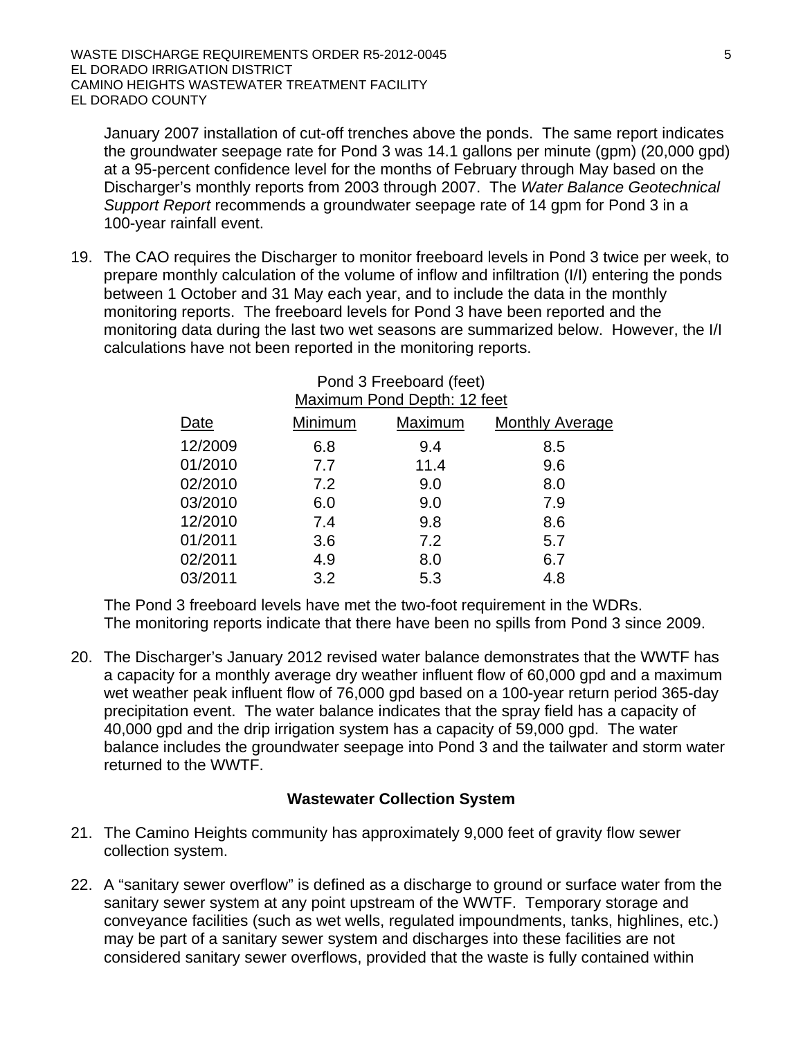January 2007 installation of cut-off trenches above the ponds. The same report indicates the groundwater seepage rate for Pond 3 was 14.1 gallons per minute (gpm) (20,000 gpd) at a 95-percent confidence level for the months of February through May based on the Discharger's monthly reports from 2003 through 2007. The *Water Balance Geotechnical Support Report* recommends a groundwater seepage rate of 14 gpm for Pond 3 in a 100-year rainfall event.

19. The CAO requires the Discharger to monitor freeboard levels in Pond 3 twice per week, to prepare monthly calculation of the volume of inflow and infiltration (I/I) entering the ponds between 1 October and 31 May each year, and to include the data in the monthly monitoring reports. The freeboard levels for Pond 3 have been reported and the monitoring data during the last two wet seasons are summarized below. However, the I/I calculations have not been reported in the monitoring reports.

Pond 3 Freeboard (feet)
Maximum Pond Depth: 12 feet

| Date | Minimum | Maximum | Monthly Average |
|---|---|---|---|
| 12/2009 | 6.8 | 9.4 | 8.5 |
| 01/2010 | 7.7 | 11.4 | 9.6 |
| 02/2010 | 7.2 | 9.0 | 8.0 |
| 03/2010 | 6.0 | 9.0 | 7.9 |
| 12/2010 | 7.4 | 9.8 | 8.6 |
| 01/2011 | 3.6 | 7.2 | 5.7 |
| 02/2011 | 4.9 | 8.0 | 6.7 |
| 03/2011 | 3.2 | 5.3 | 4.8 |

The Pond 3 freeboard levels have met the two-foot requirement in the WDRs. The monitoring reports indicate that there have been no spills from Pond 3 since 2009.

20. The Discharger's January 2012 revised water balance demonstrates that the WWTF has a capacity for a monthly average dry weather influent flow of 60,000 gpd and a maximum wet weather peak influent flow of 76,000 gpd based on a 100-year return period 365-day precipitation event. The water balance indicates that the spray field has a capacity of 40,000 gpd and the drip irrigation system has a capacity of 59,000 gpd. The water balance includes the groundwater seepage into Pond 3 and the tailwater and storm water returned to the WWTF.

**Wastewater Collection System**

21. The Camino Heights community has approximately 9,000 feet of gravity flow sewer collection system.

22. A "sanitary sewer overflow" is defined as a discharge to ground or surface water from the sanitary sewer system at any point upstream of the WWTF. Temporary storage and conveyance facilities (such as wet wells, regulated impoundments, tanks, highlines, etc.) may be part of a sanitary sewer system and discharges into these facilities are not considered sanitary sewer overflows, provided that the waste is fully contained within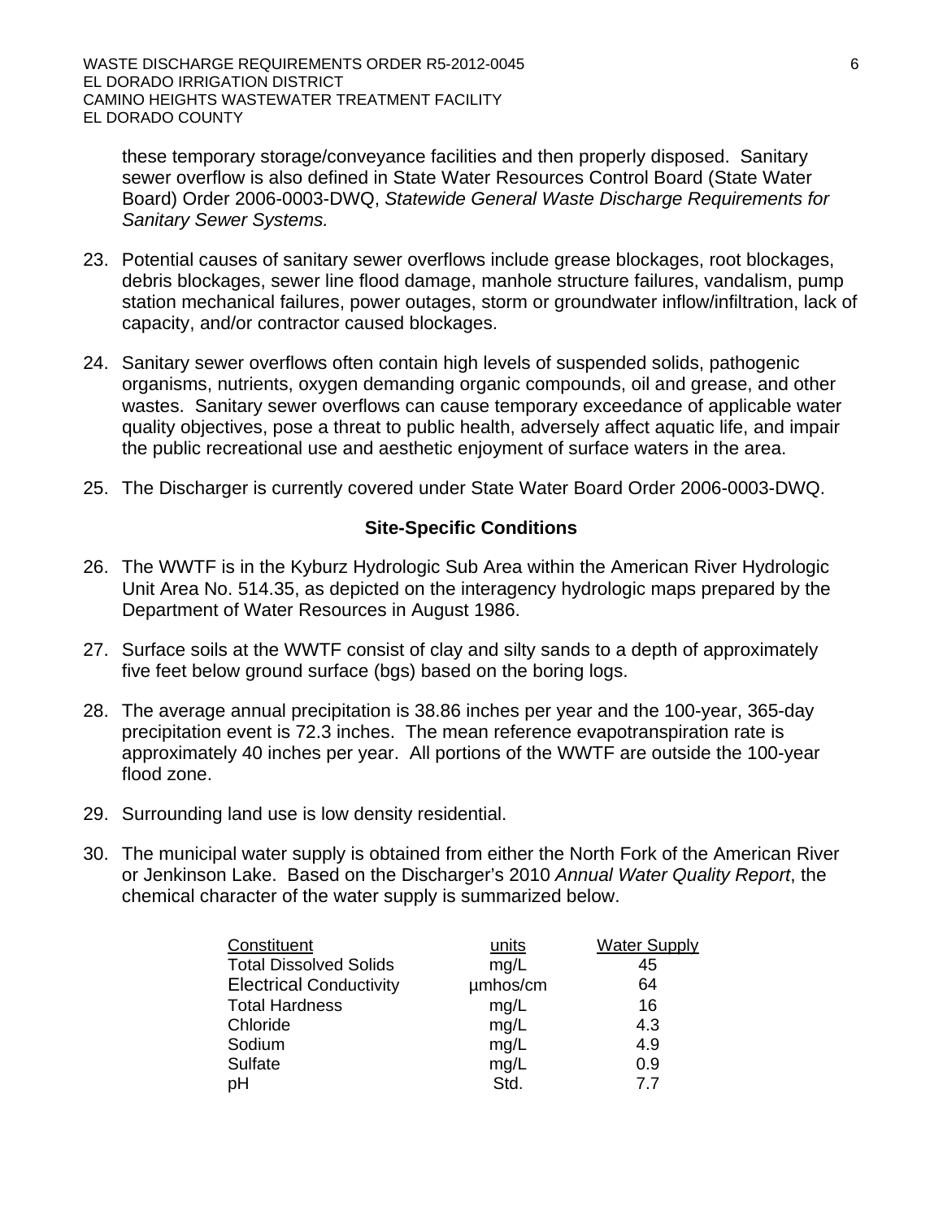these temporary storage/conveyance facilities and then properly disposed. Sanitary sewer overflow is also defined in State Water Resources Control Board (State Water Board) Order 2006-0003-DWQ, *Statewide General Waste Discharge Requirements for Sanitary Sewer Systems.*

23. Potential causes of sanitary sewer overflows include grease blockages, root blockages, debris blockages, sewer line flood damage, manhole structure failures, vandalism, pump station mechanical failures, power outages, storm or groundwater inflow/infiltration, lack of capacity, and/or contractor caused blockages.

24. Sanitary sewer overflows often contain high levels of suspended solids, pathogenic organisms, nutrients, oxygen demanding organic compounds, oil and grease, and other wastes. Sanitary sewer overflows can cause temporary exceedance of applicable water quality objectives, pose a threat to public health, adversely affect aquatic life, and impair the public recreational use and aesthetic enjoyment of surface waters in the area.

25. The Discharger is currently covered under State Water Board Order 2006-0003-DWQ.

**Site-Specific Conditions**

26. The WWTF is in the Kyburz Hydrologic Sub Area within the American River Hydrologic Unit Area No. 514.35, as depicted on the interagency hydrologic maps prepared by the Department of Water Resources in August 1986.

27. Surface soils at the WWTF consist of clay and silty sands to a depth of approximately five feet below ground surface (bgs) based on the boring logs.

28. The average annual precipitation is 38.86 inches per year and the 100-year, 365-day precipitation event is 72.3 inches. The mean reference evapotranspiration rate is approximately 40 inches per year. All portions of the WWTF are outside the 100-year flood zone.

29. Surrounding land use is low density residential.

30. The municipal water supply is obtained from either the North Fork of the American River or Jenkinson Lake. Based on the Discharger's 2010 *Annual Water Quality Report*, the chemical character of the water supply is summarized below.

| Constituent | units | Water Supply |
|---|---|---|
| Total Dissolved Solids | mg/L | 45 |
| Electrical Conductivity | µmhos/cm | 64 |
| Total Hardness | mg/L | 16 |
| Chloride | mg/L | 4.3 |
| Sodium | mg/L | 4.9 |
| Sulfate | mg/L | 0.9 |
| pH | Std. | 7.7 |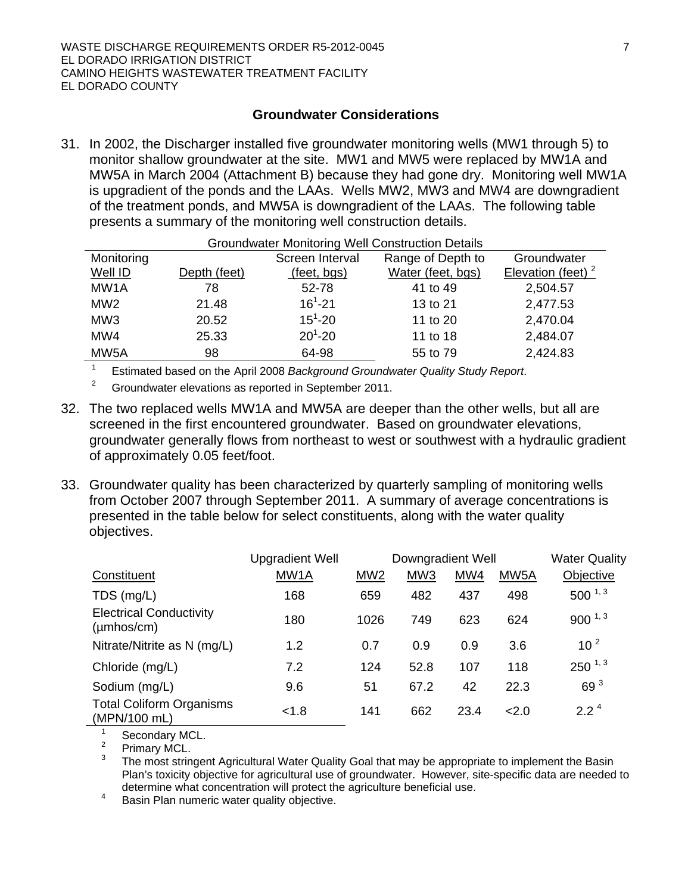## Groundwater Considerations

31. In 2002, the Discharger installed five groundwater monitoring wells (MW1 through 5) to monitor shallow groundwater at the site. MW1 and MW5 were replaced by MW1A and MW5A in March 2004 (Attachment B) because they had gone dry. Monitoring well MW1A is upgradient of the ponds and the LAAs. Wells MW2, MW3 and MW4 are downgradient of the treatment ponds, and MW5A is downgradient of the LAAs. The following table presents a summary of the monitoring well construction details.

Groundwater Monitoring Well Construction Details

| Monitoring Well ID | Depth (feet) | Screen Interval (feet, bgs) | Range of Depth to Water (feet, bgs) | Groundwater Elevation (feet) [2] |
|---|---|---|---|---|
| MW1A | 78 | 52-78 | 41 to 49 | 2,504.57 |
| MW2 | 21.48 | 16[1]-21 | 13 to 21 | 2,477.53 |
| MW3 | 20.52 | 15[1]-20 | 11 to 20 | 2,470.04 |
| MW4 | 25.33 | 20[1]-20 | 11 to 18 | 2,484.07 |
| MW5A | 98 | 64-98 | 55 to 79 | 2,424.83 |

[1] Estimated based on the April 2008 *Background Groundwater Quality Study Report*.

[2] Groundwater elevations as reported in September 2011.

32. The two replaced wells MW1A and MW5A are deeper than the other wells, but all are screened in the first encountered groundwater. Based on groundwater elevations, groundwater generally flows from northeast to west or southwest with a hydraulic gradient of approximately 0.05 feet/foot.

33. Groundwater quality has been characterized by quarterly sampling of monitoring wells from October 2007 through September 2011. A summary of average concentrations is presented in the table below for select constituents, along with the water quality objectives.

| | Upgradient Well | Downgradient Well | | | | Water Quality |
|---|---|---|---|---|---|---|
| Constituent | MW1A | MW2 | MW3 | MW4 | MW5A | Objective |
| TDS (mg/L) | 168 | 659 | 482 | 437 | 498 | 500 [1, 3] |
| Electrical Conductivity (μmhos/cm) | 180 | 1026 | 749 | 623 | 624 | 900 [1, 3] |
| Nitrate/Nitrite as N (mg/L) | 1.2 | 0.7 | 0.9 | 0.9 | 3.6 | 10 [2] |
| Chloride (mg/L) | 7.2 | 124 | 52.8 | 107 | 118 | 250 [1, 3] |
| Sodium (mg/L) | 9.6 | 51 | 67.2 | 42 | 22.3 | 69 [3] |
| Total Coliform Organisms (MPN/100 mL) | <1.8 | 141 | 662 | 23.4 | <2.0 | 2.2 [4] |

[1] Secondary MCL.

[2] Primary MCL.

[3] The most stringent Agricultural Water Quality Goal that may be appropriate to implement the Basin Plan's toxicity objective for agricultural use of groundwater. However, site-specific data are needed to determine what concentration will protect the agriculture beneficial use.

[4] Basin Plan numeric water quality objective.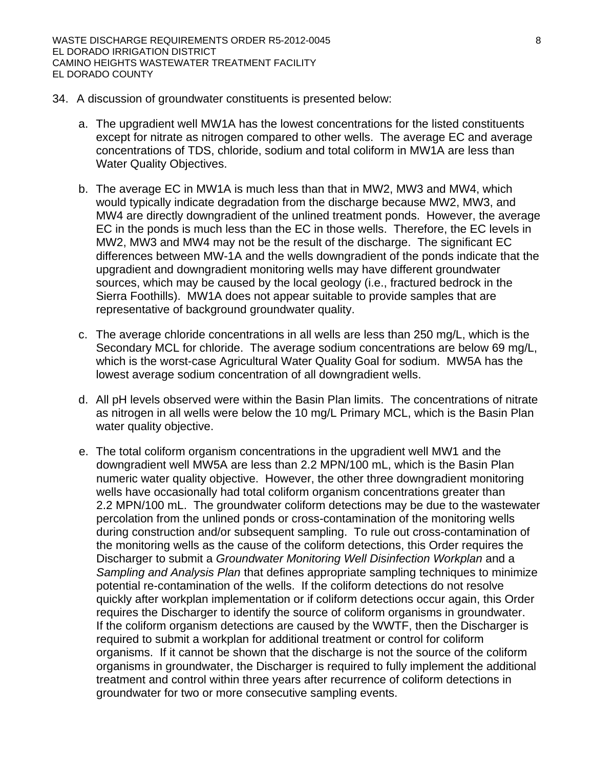34. A discussion of groundwater constituents is presented below:

    a. The upgradient well MW1A has the lowest concentrations for the listed constituents except for nitrate as nitrogen compared to other wells. The average EC and average concentrations of TDS, chloride, sodium and total coliform in MW1A are less than Water Quality Objectives.

    b. The average EC in MW1A is much less than that in MW2, MW3 and MW4, which would typically indicate degradation from the discharge because MW2, MW3, and MW4 are directly downgradient of the unlined treatment ponds. However, the average EC in the ponds is much less than the EC in those wells. Therefore, the EC levels in MW2, MW3 and MW4 may not be the result of the discharge. The significant EC differences between MW-1A and the wells downgradient of the ponds indicate that the upgradient and downgradient monitoring wells may have different groundwater sources, which may be caused by the local geology (i.e., fractured bedrock in the Sierra Foothills). MW1A does not appear suitable to provide samples that are representative of background groundwater quality.

    c. The average chloride concentrations in all wells are less than 250 mg/L, which is the Secondary MCL for chloride. The average sodium concentrations are below 69 mg/L, which is the worst-case Agricultural Water Quality Goal for sodium. MW5A has the lowest average sodium concentration of all downgradient wells.

    d. All pH levels observed were within the Basin Plan limits. The concentrations of nitrate as nitrogen in all wells were below the 10 mg/L Primary MCL, which is the Basin Plan water quality objective.

    e. The total coliform organism concentrations in the upgradient well MW1 and the downgradient well MW5A are less than 2.2 MPN/100 mL, which is the Basin Plan numeric water quality objective. However, the other three downgradient monitoring wells have occasionally had total coliform organism concentrations greater than 2.2 MPN/100 mL. The groundwater coliform detections may be due to the wastewater percolation from the unlined ponds or cross-contamination of the monitoring wells during construction and/or subsequent sampling. To rule out cross-contamination of the monitoring wells as the cause of the coliform detections, this Order requires the Discharger to submit a *Groundwater Monitoring Well Disinfection Workplan* and a *Sampling and Analysis Plan* that defines appropriate sampling techniques to minimize potential re-contamination of the wells. If the coliform detections do not resolve quickly after workplan implementation or if coliform detections occur again, this Order requires the Discharger to identify the source of coliform organisms in groundwater. If the coliform organism detections are caused by the WWTF, then the Discharger is required to submit a workplan for additional treatment or control for coliform organisms. If it cannot be shown that the discharge is not the source of the coliform organisms in groundwater, the Discharger is required to fully implement the additional treatment and control within three years after recurrence of coliform detections in groundwater for two or more consecutive sampling events.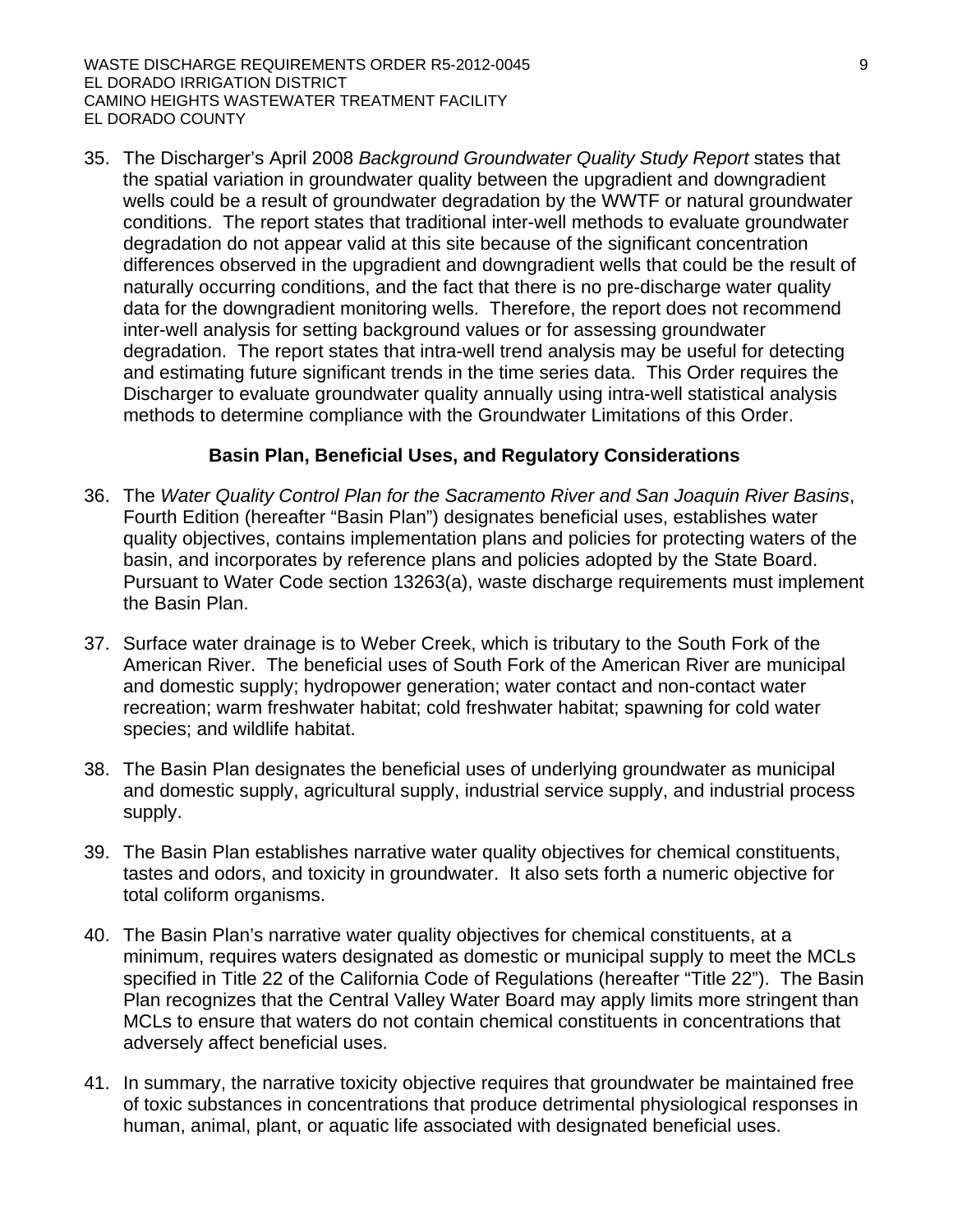35. The Discharger's April 2008 *Background Groundwater Quality Study Report* states that the spatial variation in groundwater quality between the upgradient and downgradient wells could be a result of groundwater degradation by the WWTF or natural groundwater conditions. The report states that traditional inter-well methods to evaluate groundwater degradation do not appear valid at this site because of the significant concentration differences observed in the upgradient and downgradient wells that could be the result of naturally occurring conditions, and the fact that there is no pre-discharge water quality data for the downgradient monitoring wells. Therefore, the report does not recommend inter-well analysis for setting background values or for assessing groundwater degradation. The report states that intra-well trend analysis may be useful for detecting and estimating future significant trends in the time series data. This Order requires the Discharger to evaluate groundwater quality annually using intra-well statistical analysis methods to determine compliance with the Groundwater Limitations of this Order.

### Basin Plan, Beneficial Uses, and Regulatory Considerations

36. The *Water Quality Control Plan for the Sacramento River and San Joaquin River Basins*, Fourth Edition (hereafter "Basin Plan") designates beneficial uses, establishes water quality objectives, contains implementation plans and policies for protecting waters of the basin, and incorporates by reference plans and policies adopted by the State Board. Pursuant to Water Code section 13263(a), waste discharge requirements must implement the Basin Plan.

37. Surface water drainage is to Weber Creek, which is tributary to the South Fork of the American River. The beneficial uses of South Fork of the American River are municipal and domestic supply; hydropower generation; water contact and non-contact water recreation; warm freshwater habitat; cold freshwater habitat; spawning for cold water species; and wildlife habitat.

38. The Basin Plan designates the beneficial uses of underlying groundwater as municipal and domestic supply, agricultural supply, industrial service supply, and industrial process supply.

39. The Basin Plan establishes narrative water quality objectives for chemical constituents, tastes and odors, and toxicity in groundwater. It also sets forth a numeric objective for total coliform organisms.

40. The Basin Plan's narrative water quality objectives for chemical constituents, at a minimum, requires waters designated as domestic or municipal supply to meet the MCLs specified in Title 22 of the California Code of Regulations (hereafter "Title 22"). The Basin Plan recognizes that the Central Valley Water Board may apply limits more stringent than MCLs to ensure that waters do not contain chemical constituents in concentrations that adversely affect beneficial uses.

41. In summary, the narrative toxicity objective requires that groundwater be maintained free of toxic substances in concentrations that produce detrimental physiological responses in human, animal, plant, or aquatic life associated with designated beneficial uses.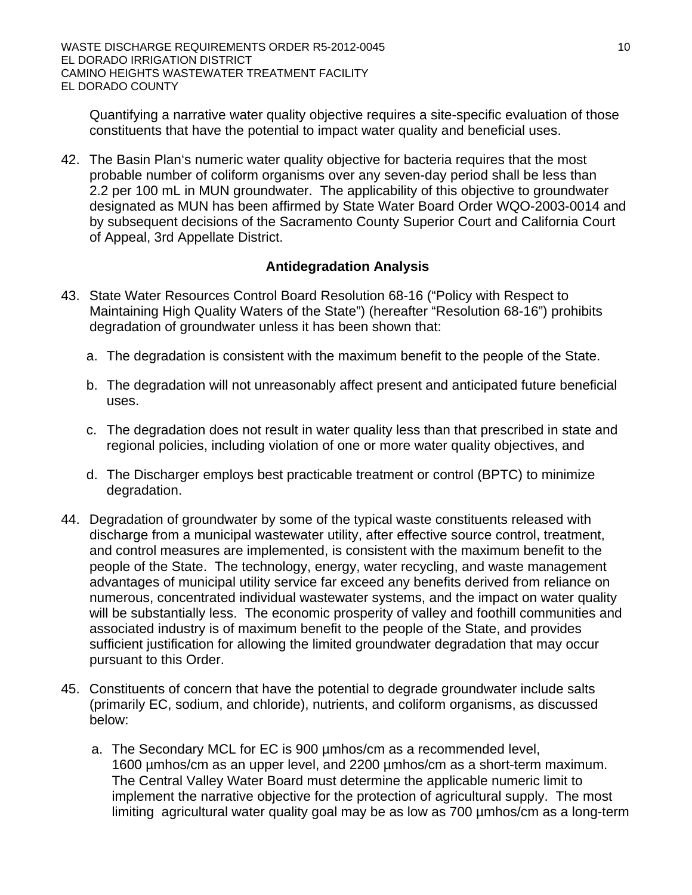Quantifying a narrative water quality objective requires a site-specific evaluation of those constituents that have the potential to impact water quality and beneficial uses.

42. The Basin Plan's numeric water quality objective for bacteria requires that the most probable number of coliform organisms over any seven-day period shall be less than 2.2 per 100 mL in MUN groundwater. The applicability of this objective to groundwater designated as MUN has been affirmed by State Water Board Order WQO-2003-0014 and by subsequent decisions of the Sacramento County Superior Court and California Court of Appeal, 3rd Appellate District.

**Antidegradation Analysis**

43. State Water Resources Control Board Resolution 68-16 ("Policy with Respect to Maintaining High Quality Waters of the State") (hereafter "Resolution 68-16") prohibits degradation of groundwater unless it has been shown that:

    a. The degradation is consistent with the maximum benefit to the people of the State.

    b. The degradation will not unreasonably affect present and anticipated future beneficial uses.

    c. The degradation does not result in water quality less than that prescribed in state and regional policies, including violation of one or more water quality objectives, and

    d. The Discharger employs best practicable treatment or control (BPTC) to minimize degradation.

44. Degradation of groundwater by some of the typical waste constituents released with discharge from a municipal wastewater utility, after effective source control, treatment, and control measures are implemented, is consistent with the maximum benefit to the people of the State. The technology, energy, water recycling, and waste management advantages of municipal utility service far exceed any benefits derived from reliance on numerous, concentrated individual wastewater systems, and the impact on water quality will be substantially less. The economic prosperity of valley and foothill communities and associated industry is of maximum benefit to the people of the State, and provides sufficient justification for allowing the limited groundwater degradation that may occur pursuant to this Order.

45. Constituents of concern that have the potential to degrade groundwater include salts (primarily EC, sodium, and chloride), nutrients, and coliform organisms, as discussed below:

    a. The Secondary MCL for EC is 900 µmhos/cm as a recommended level, 1600 µmhos/cm as an upper level, and 2200 µmhos/cm as a short-term maximum. The Central Valley Water Board must determine the applicable numeric limit to implement the narrative objective for the protection of agricultural supply. The most limiting agricultural water quality goal may be as low as 700 µmhos/cm as a long-term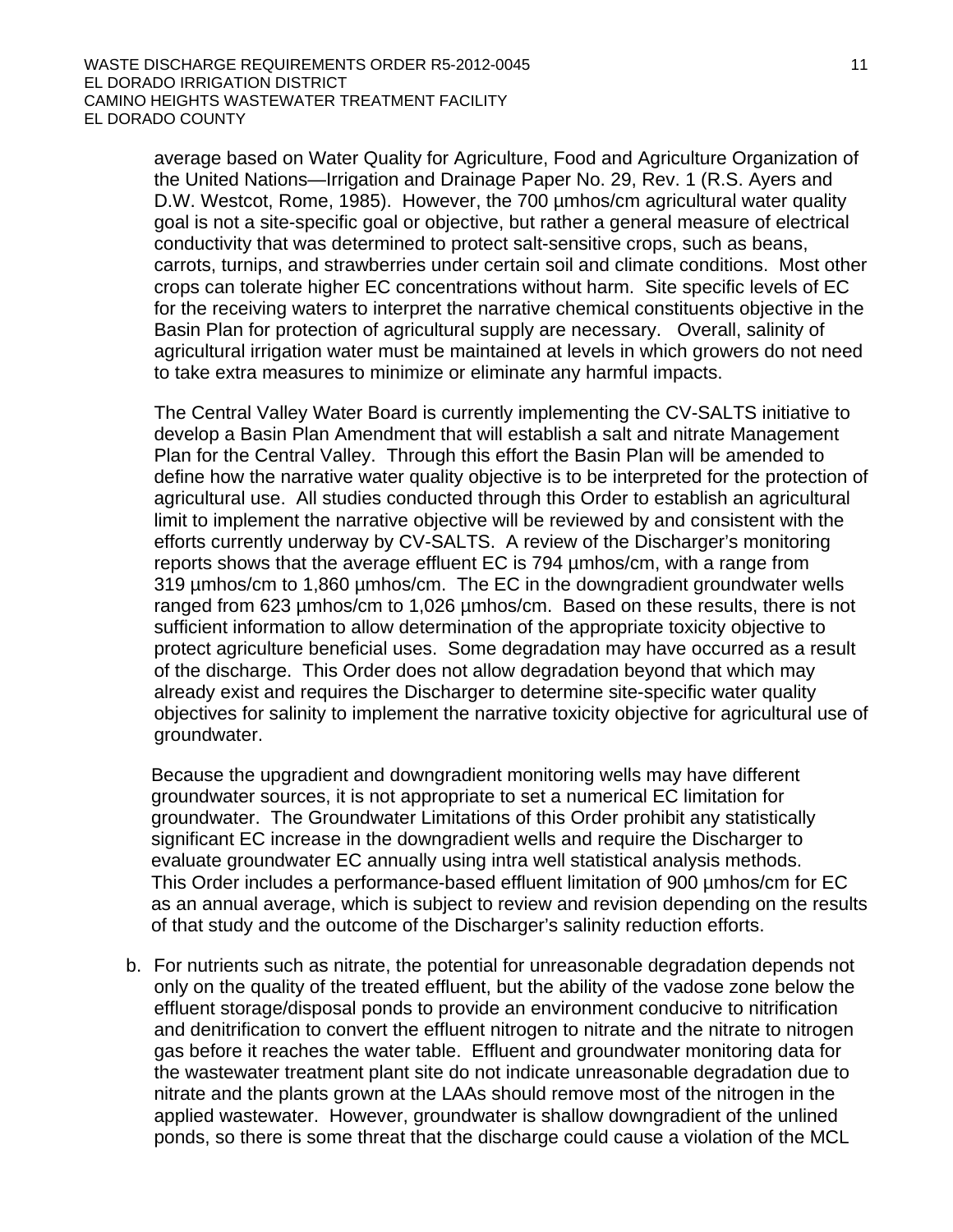average based on Water Quality for Agriculture, Food and Agriculture Organization of the United Nations—Irrigation and Drainage Paper No. 29, Rev. 1 (R.S. Ayers and D.W. Westcot, Rome, 1985). However, the 700 µmhos/cm agricultural water quality goal is not a site-specific goal or objective, but rather a general measure of electrical conductivity that was determined to protect salt-sensitive crops, such as beans, carrots, turnips, and strawberries under certain soil and climate conditions. Most other crops can tolerate higher EC concentrations without harm. Site specific levels of EC for the receiving waters to interpret the narrative chemical constituents objective in the Basin Plan for protection of agricultural supply are necessary. Overall, salinity of agricultural irrigation water must be maintained at levels in which growers do not need to take extra measures to minimize or eliminate any harmful impacts.

The Central Valley Water Board is currently implementing the CV-SALTS initiative to develop a Basin Plan Amendment that will establish a salt and nitrate Management Plan for the Central Valley. Through this effort the Basin Plan will be amended to define how the narrative water quality objective is to be interpreted for the protection of agricultural use. All studies conducted through this Order to establish an agricultural limit to implement the narrative objective will be reviewed by and consistent with the efforts currently underway by CV-SALTS. A review of the Discharger's monitoring reports shows that the average effluent EC is 794 µmhos/cm, with a range from 319 µmhos/cm to 1,860 µmhos/cm. The EC in the downgradient groundwater wells ranged from 623 µmhos/cm to 1,026 µmhos/cm. Based on these results, there is not sufficient information to allow determination of the appropriate toxicity objective to protect agriculture beneficial uses. Some degradation may have occurred as a result of the discharge. This Order does not allow degradation beyond that which may already exist and requires the Discharger to determine site-specific water quality objectives for salinity to implement the narrative toxicity objective for agricultural use of groundwater.

Because the upgradient and downgradient monitoring wells may have different groundwater sources, it is not appropriate to set a numerical EC limitation for groundwater. The Groundwater Limitations of this Order prohibit any statistically significant EC increase in the downgradient wells and require the Discharger to evaluate groundwater EC annually using intra well statistical analysis methods. This Order includes a performance-based effluent limitation of 900 µmhos/cm for EC as an annual average, which is subject to review and revision depending on the results of that study and the outcome of the Discharger's salinity reduction efforts.

b. For nutrients such as nitrate, the potential for unreasonable degradation depends not only on the quality of the treated effluent, but the ability of the vadose zone below the effluent storage/disposal ponds to provide an environment conducive to nitrification and denitrification to convert the effluent nitrogen to nitrate and the nitrate to nitrogen gas before it reaches the water table. Effluent and groundwater monitoring data for the wastewater treatment plant site do not indicate unreasonable degradation due to nitrate and the plants grown at the LAAs should remove most of the nitrogen in the applied wastewater. However, groundwater is shallow downgradient of the unlined ponds, so there is some threat that the discharge could cause a violation of the MCL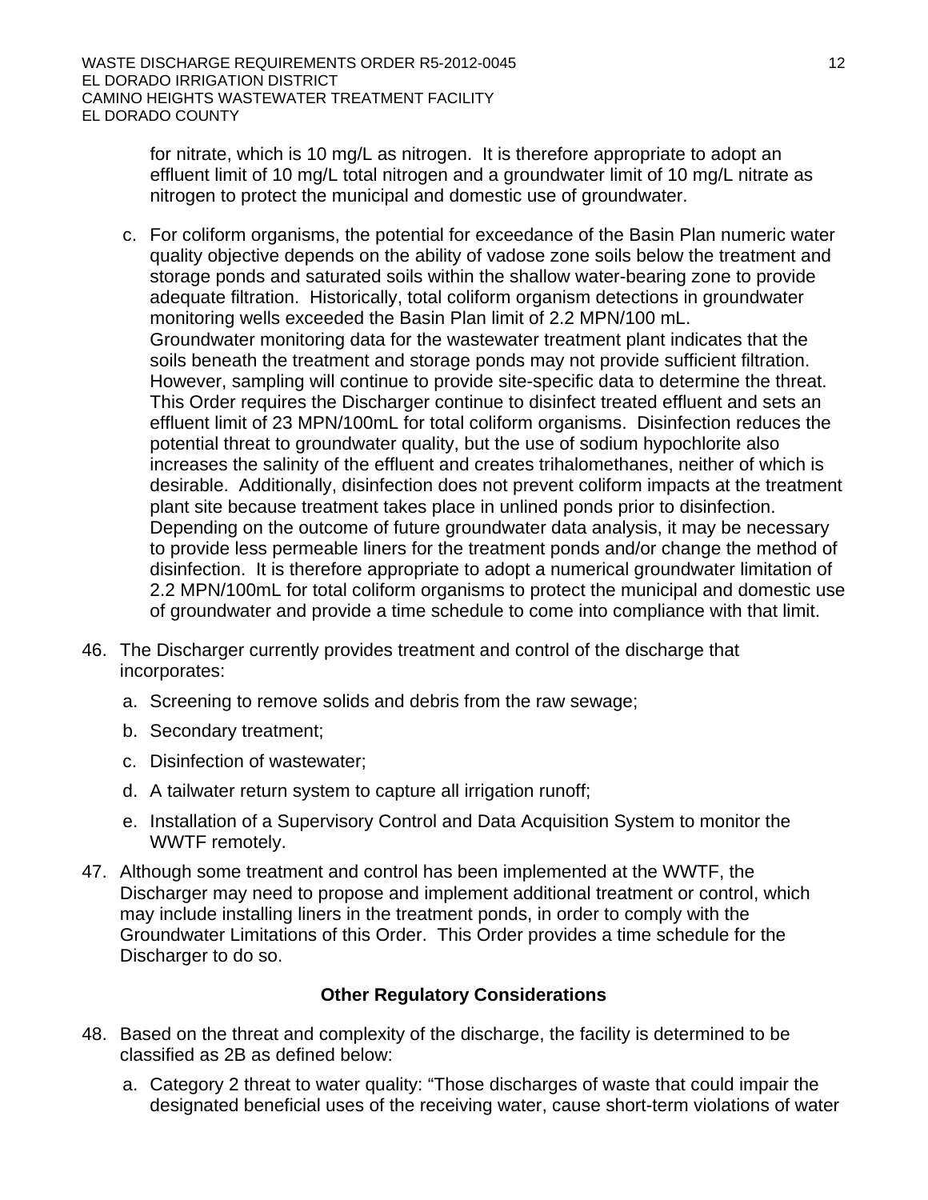for nitrate, which is 10 mg/L as nitrogen. It is therefore appropriate to adopt an effluent limit of 10 mg/L total nitrogen and a groundwater limit of 10 mg/L nitrate as nitrogen to protect the municipal and domestic use of groundwater.

   c. For coliform organisms, the potential for exceedance of the Basin Plan numeric water quality objective depends on the ability of vadose zone soils below the treatment and storage ponds and saturated soils within the shallow water-bearing zone to provide adequate filtration. Historically, total coliform organism detections in groundwater monitoring wells exceeded the Basin Plan limit of 2.2 MPN/100 mL. Groundwater monitoring data for the wastewater treatment plant indicates that the soils beneath the treatment and storage ponds may not provide sufficient filtration. However, sampling will continue to provide site-specific data to determine the threat. This Order requires the Discharger continue to disinfect treated effluent and sets an effluent limit of 23 MPN/100mL for total coliform organisms. Disinfection reduces the potential threat to groundwater quality, but the use of sodium hypochlorite also increases the salinity of the effluent and creates trihalomethanes, neither of which is desirable. Additionally, disinfection does not prevent coliform impacts at the treatment plant site because treatment takes place in unlined ponds prior to disinfection. Depending on the outcome of future groundwater data analysis, it may be necessary to provide less permeable liners for the treatment ponds and/or change the method of disinfection. It is therefore appropriate to adopt a numerical groundwater limitation of 2.2 MPN/100mL for total coliform organisms to protect the municipal and domestic use of groundwater and provide a time schedule to come into compliance with that limit.

46. The Discharger currently provides treatment and control of the discharge that incorporates:

   a. Screening to remove solids and debris from the raw sewage;

   b. Secondary treatment;

   c. Disinfection of wastewater;

   d. A tailwater return system to capture all irrigation runoff;

   e. Installation of a Supervisory Control and Data Acquisition System to monitor the WWTF remotely.

47. Although some treatment and control has been implemented at the WWTF, the Discharger may need to propose and implement additional treatment or control, which may include installing liners in the treatment ponds, in order to comply with the Groundwater Limitations of this Order. This Order provides a time schedule for the Discharger to do so.

## Other Regulatory Considerations

48. Based on the threat and complexity of the discharge, the facility is determined to be classified as 2B as defined below:

   a. Category 2 threat to water quality: "Those discharges of waste that could impair the designated beneficial uses of the receiving water, cause short-term violations of water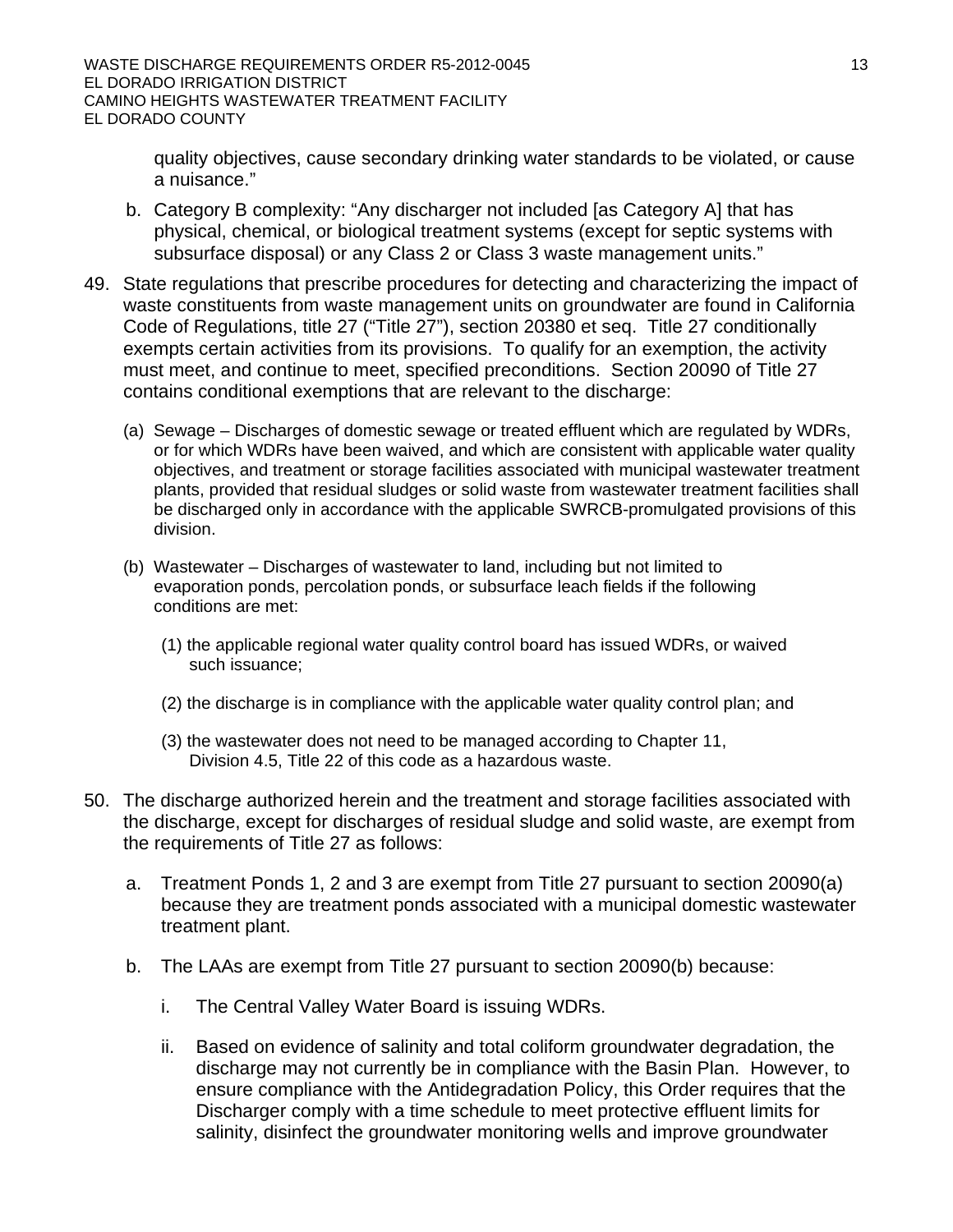quality objectives, cause secondary drinking water standards to be violated, or cause a nuisance."

b. Category B complexity: "Any discharger not included [as Category A] that has physical, chemical, or biological treatment systems (except for septic systems with subsurface disposal) or any Class 2 or Class 3 waste management units."

49. State regulations that prescribe procedures for detecting and characterizing the impact of waste constituents from waste management units on groundwater are found in California Code of Regulations, title 27 ("Title 27"), section 20380 et seq. Title 27 conditionally exempts certain activities from its provisions. To qualify for an exemption, the activity must meet, and continue to meet, specified preconditions. Section 20090 of Title 27 contains conditional exemptions that are relevant to the discharge:

   (a) Sewage – Discharges of domestic sewage or treated effluent which are regulated by WDRs, or for which WDRs have been waived, and which are consistent with applicable water quality objectives, and treatment or storage facilities associated with municipal wastewater treatment plants, provided that residual sludges or solid waste from wastewater treatment facilities shall be discharged only in accordance with the applicable SWRCB-promulgated provisions of this division.

   (b) Wastewater – Discharges of wastewater to land, including but not limited to evaporation ponds, percolation ponds, or subsurface leach fields if the following conditions are met:

      (1) the applicable regional water quality control board has issued WDRs, or waived such issuance;

      (2) the discharge is in compliance with the applicable water quality control plan; and

      (3) the wastewater does not need to be managed according to Chapter 11, Division 4.5, Title 22 of this code as a hazardous waste.

50. The discharge authorized herein and the treatment and storage facilities associated with the discharge, except for discharges of residual sludge and solid waste, are exempt from the requirements of Title 27 as follows:

   a. Treatment Ponds 1, 2 and 3 are exempt from Title 27 pursuant to section 20090(a) because they are treatment ponds associated with a municipal domestic wastewater treatment plant.

   b. The LAAs are exempt from Title 27 pursuant to section 20090(b) because:

      i. The Central Valley Water Board is issuing WDRs.

      ii. Based on evidence of salinity and total coliform groundwater degradation, the discharge may not currently be in compliance with the Basin Plan. However, to ensure compliance with the Antidegradation Policy, this Order requires that the Discharger comply with a time schedule to meet protective effluent limits for salinity, disinfect the groundwater monitoring wells and improve groundwater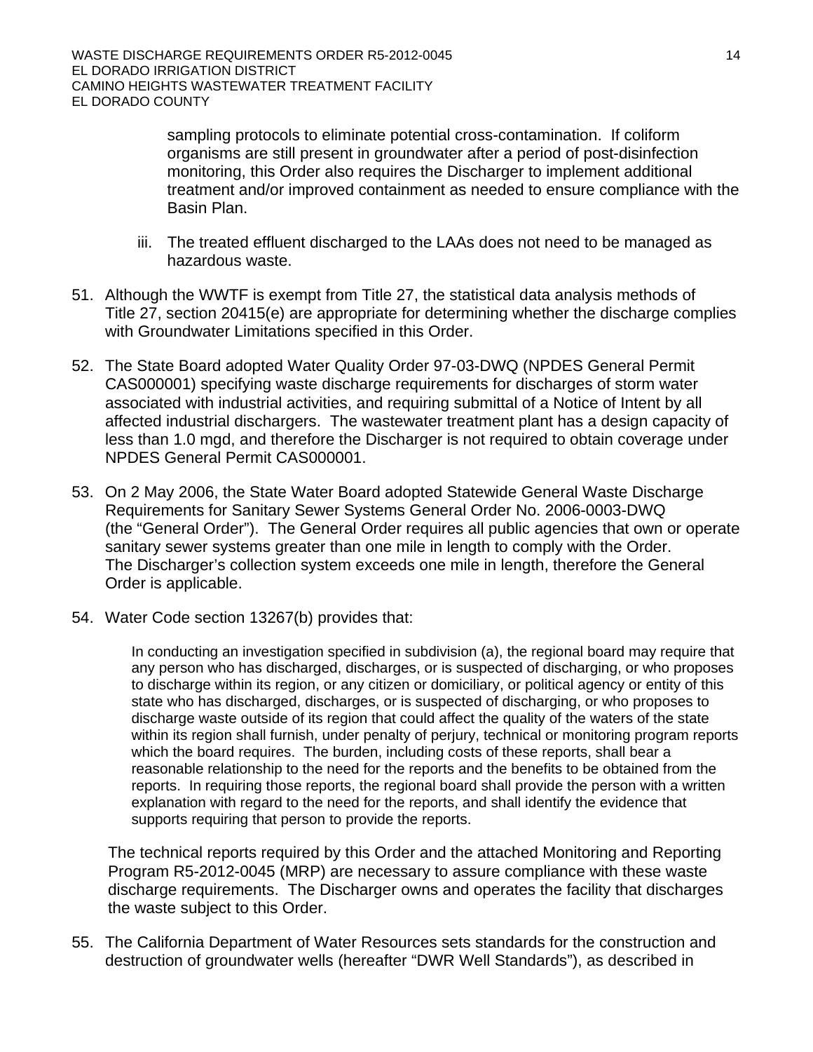sampling protocols to eliminate potential cross-contamination. If coliform organisms are still present in groundwater after a period of post-disinfection monitoring, this Order also requires the Discharger to implement additional treatment and/or improved containment as needed to ensure compliance with the Basin Plan.

iii. The treated effluent discharged to the LAAs does not need to be managed as hazardous waste.

51. Although the WWTF is exempt from Title 27, the statistical data analysis methods of Title 27, section 20415(e) are appropriate for determining whether the discharge complies with Groundwater Limitations specified in this Order.

52. The State Board adopted Water Quality Order 97-03-DWQ (NPDES General Permit CAS000001) specifying waste discharge requirements for discharges of storm water associated with industrial activities, and requiring submittal of a Notice of Intent by all affected industrial dischargers. The wastewater treatment plant has a design capacity of less than 1.0 mgd, and therefore the Discharger is not required to obtain coverage under NPDES General Permit CAS000001.

53. On 2 May 2006, the State Water Board adopted Statewide General Waste Discharge Requirements for Sanitary Sewer Systems General Order No. 2006-0003-DWQ (the "General Order"). The General Order requires all public agencies that own or operate sanitary sewer systems greater than one mile in length to comply with the Order. The Discharger's collection system exceeds one mile in length, therefore the General Order is applicable.

54. Water Code section 13267(b) provides that:

   > In conducting an investigation specified in subdivision (a), the regional board may require that any person who has discharged, discharges, or is suspected of discharging, or who proposes to discharge within its region, or any citizen or domiciliary, or political agency or entity of this state who has discharged, discharges, or is suspected of discharging, or who proposes to discharge waste outside of its region that could affect the quality of the waters of the state within its region shall furnish, under penalty of perjury, technical or monitoring program reports which the board requires. The burden, including costs of these reports, shall bear a reasonable relationship to the need for the reports and the benefits to be obtained from the reports. In requiring those reports, the regional board shall provide the person with a written explanation with regard to the need for the reports, and shall identify the evidence that supports requiring that person to provide the reports.

   The technical reports required by this Order and the attached Monitoring and Reporting Program R5-2012-0045 (MRP) are necessary to assure compliance with these waste discharge requirements. The Discharger owns and operates the facility that discharges the waste subject to this Order.

55. The California Department of Water Resources sets standards for the construction and destruction of groundwater wells (hereafter "DWR Well Standards"), as described in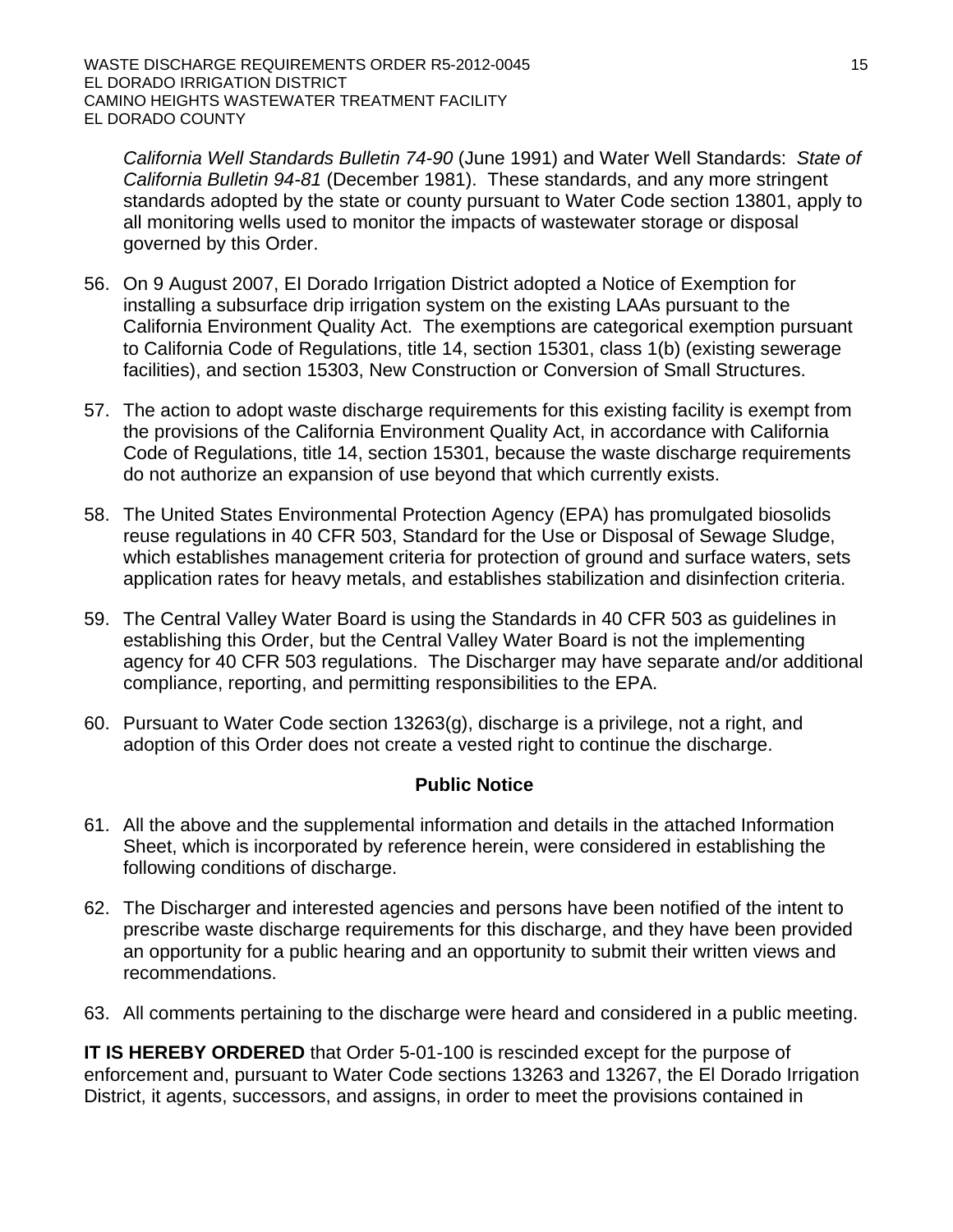*California Well Standards Bulletin 74-90* (June 1991) and Water Well Standards: *State of California Bulletin 94-81* (December 1981). These standards, and any more stringent standards adopted by the state or county pursuant to Water Code section 13801, apply to all monitoring wells used to monitor the impacts of wastewater storage or disposal governed by this Order.

56. On 9 August 2007, El Dorado Irrigation District adopted a Notice of Exemption for installing a subsurface drip irrigation system on the existing LAAs pursuant to the California Environment Quality Act. The exemptions are categorical exemption pursuant to California Code of Regulations, title 14, section 15301, class 1(b) (existing sewerage facilities), and section 15303, New Construction or Conversion of Small Structures.

57. The action to adopt waste discharge requirements for this existing facility is exempt from the provisions of the California Environment Quality Act, in accordance with California Code of Regulations, title 14, section 15301, because the waste discharge requirements do not authorize an expansion of use beyond that which currently exists.

58. The United States Environmental Protection Agency (EPA) has promulgated biosolids reuse regulations in 40 CFR 503, Standard for the Use or Disposal of Sewage Sludge, which establishes management criteria for protection of ground and surface waters, sets application rates for heavy metals, and establishes stabilization and disinfection criteria.

59. The Central Valley Water Board is using the Standards in 40 CFR 503 as guidelines in establishing this Order, but the Central Valley Water Board is not the implementing agency for 40 CFR 503 regulations. The Discharger may have separate and/or additional compliance, reporting, and permitting responsibilities to the EPA.

60. Pursuant to Water Code section 13263(g), discharge is a privilege, not a right, and adoption of this Order does not create a vested right to continue the discharge.

## Public Notice

61. All the above and the supplemental information and details in the attached Information Sheet, which is incorporated by reference herein, were considered in establishing the following conditions of discharge.

62. The Discharger and interested agencies and persons have been notified of the intent to prescribe waste discharge requirements for this discharge, and they have been provided an opportunity for a public hearing and an opportunity to submit their written views and recommendations.

63. All comments pertaining to the discharge were heard and considered in a public meeting.

**IT IS HEREBY ORDERED** that Order 5-01-100 is rescinded except for the purpose of enforcement and, pursuant to Water Code sections 13263 and 13267, the El Dorado Irrigation District, it agents, successors, and assigns, in order to meet the provisions contained in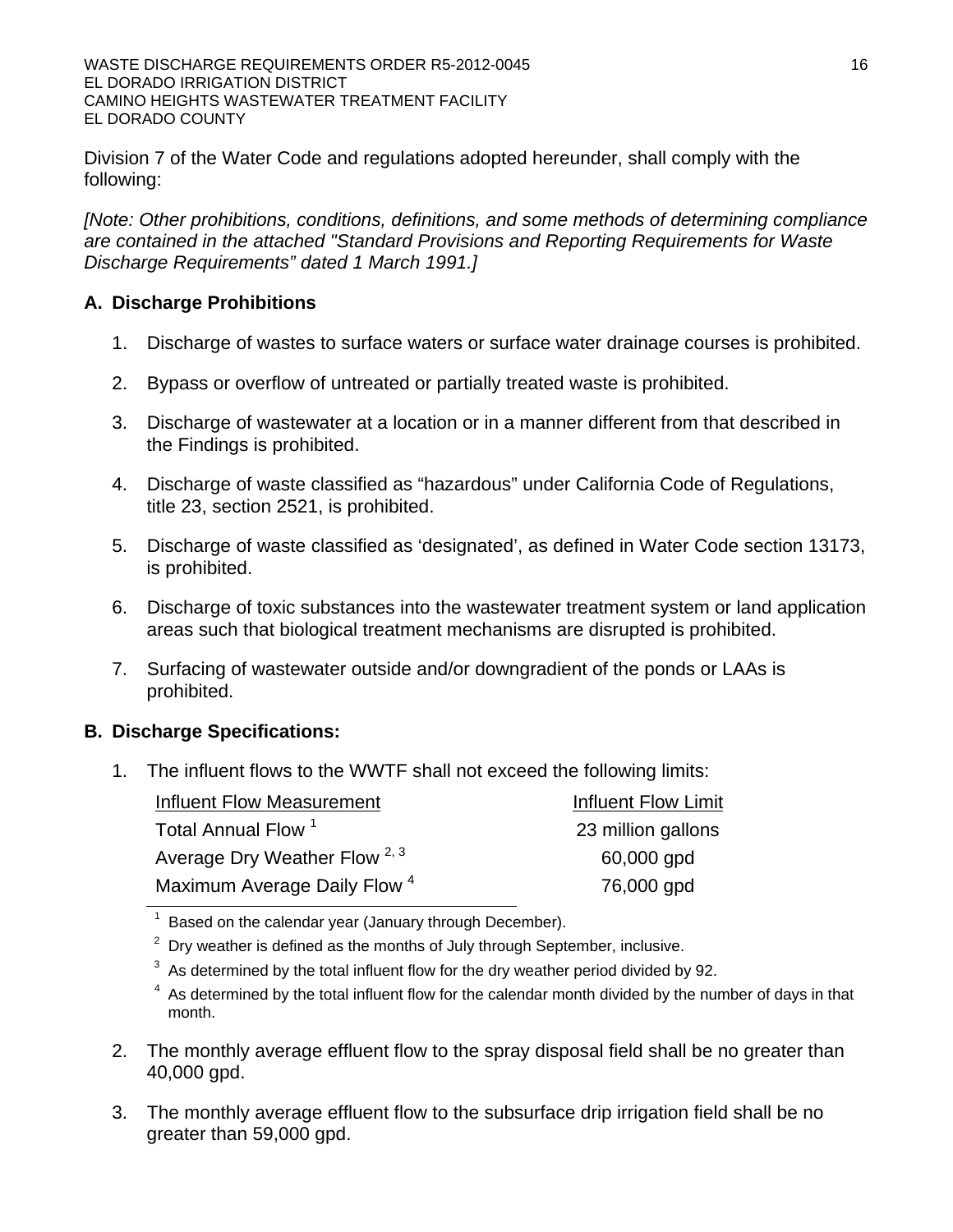Division 7 of the Water Code and regulations adopted hereunder, shall comply with the following:

*[Note: Other prohibitions, conditions, definitions, and some methods of determining compliance are contained in the attached "Standard Provisions and Reporting Requirements for Waste Discharge Requirements" dated 1 March 1991.]*

## A. Discharge Prohibitions

1. Discharge of wastes to surface waters or surface water drainage courses is prohibited.
2. Bypass or overflow of untreated or partially treated waste is prohibited.
3. Discharge of wastewater at a location or in a manner different from that described in the Findings is prohibited.
4. Discharge of waste classified as "hazardous" under California Code of Regulations, title 23, section 2521, is prohibited.
5. Discharge of waste classified as 'designated', as defined in Water Code section 13173, is prohibited.
6. Discharge of toxic substances into the wastewater treatment system or land application areas such that biological treatment mechanisms are disrupted is prohibited.
7. Surfacing of wastewater outside and/or downgradient of the ponds or LAAs is prohibited.

## B. Discharge Specifications:

1. The influent flows to the WWTF shall not exceed the following limits:

| Influent Flow Measurement | Influent Flow Limit |
|---|---|
| Total Annual Flow [1] | 23 million gallons |
| Average Dry Weather Flow [2, 3] | 60,000 gpd |
| Maximum Average Daily Flow [4] | 76,000 gpd |

[1] Based on the calendar year (January through December).

[2] Dry weather is defined as the months of July through September, inclusive.

[3] As determined by the total influent flow for the dry weather period divided by 92.

[4] As determined by the total influent flow for the calendar month divided by the number of days in that month.

2. The monthly average effluent flow to the spray disposal field shall be no greater than 40,000 gpd.
3. The monthly average effluent flow to the subsurface drip irrigation field shall be no greater than 59,000 gpd.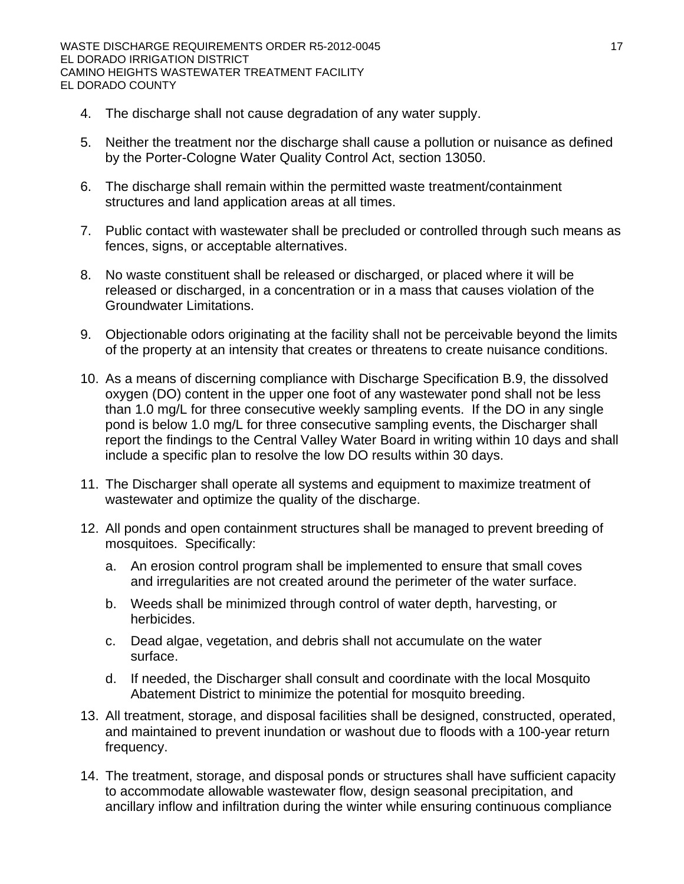4. The discharge shall not cause degradation of any water supply.

5. Neither the treatment nor the discharge shall cause a pollution or nuisance as defined by the Porter-Cologne Water Quality Control Act, section 13050.

6. The discharge shall remain within the permitted waste treatment/containment structures and land application areas at all times.

7. Public contact with wastewater shall be precluded or controlled through such means as fences, signs, or acceptable alternatives.

8. No waste constituent shall be released or discharged, or placed where it will be released or discharged, in a concentration or in a mass that causes violation of the Groundwater Limitations.

9. Objectionable odors originating at the facility shall not be perceivable beyond the limits of the property at an intensity that creates or threatens to create nuisance conditions.

10. As a means of discerning compliance with Discharge Specification B.9, the dissolved oxygen (DO) content in the upper one foot of any wastewater pond shall not be less than 1.0 mg/L for three consecutive weekly sampling events. If the DO in any single pond is below 1.0 mg/L for three consecutive sampling events, the Discharger shall report the findings to the Central Valley Water Board in writing within 10 days and shall include a specific plan to resolve the low DO results within 30 days.

11. The Discharger shall operate all systems and equipment to maximize treatment of wastewater and optimize the quality of the discharge.

12. All ponds and open containment structures shall be managed to prevent breeding of mosquitoes. Specifically:

    a. An erosion control program shall be implemented to ensure that small coves and irregularities are not created around the perimeter of the water surface.

    b. Weeds shall be minimized through control of water depth, harvesting, or herbicides.

    c. Dead algae, vegetation, and debris shall not accumulate on the water surface.

    d. If needed, the Discharger shall consult and coordinate with the local Mosquito Abatement District to minimize the potential for mosquito breeding.

13. All treatment, storage, and disposal facilities shall be designed, constructed, operated, and maintained to prevent inundation or washout due to floods with a 100-year return frequency.

14. The treatment, storage, and disposal ponds or structures shall have sufficient capacity to accommodate allowable wastewater flow, design seasonal precipitation, and ancillary inflow and infiltration during the winter while ensuring continuous compliance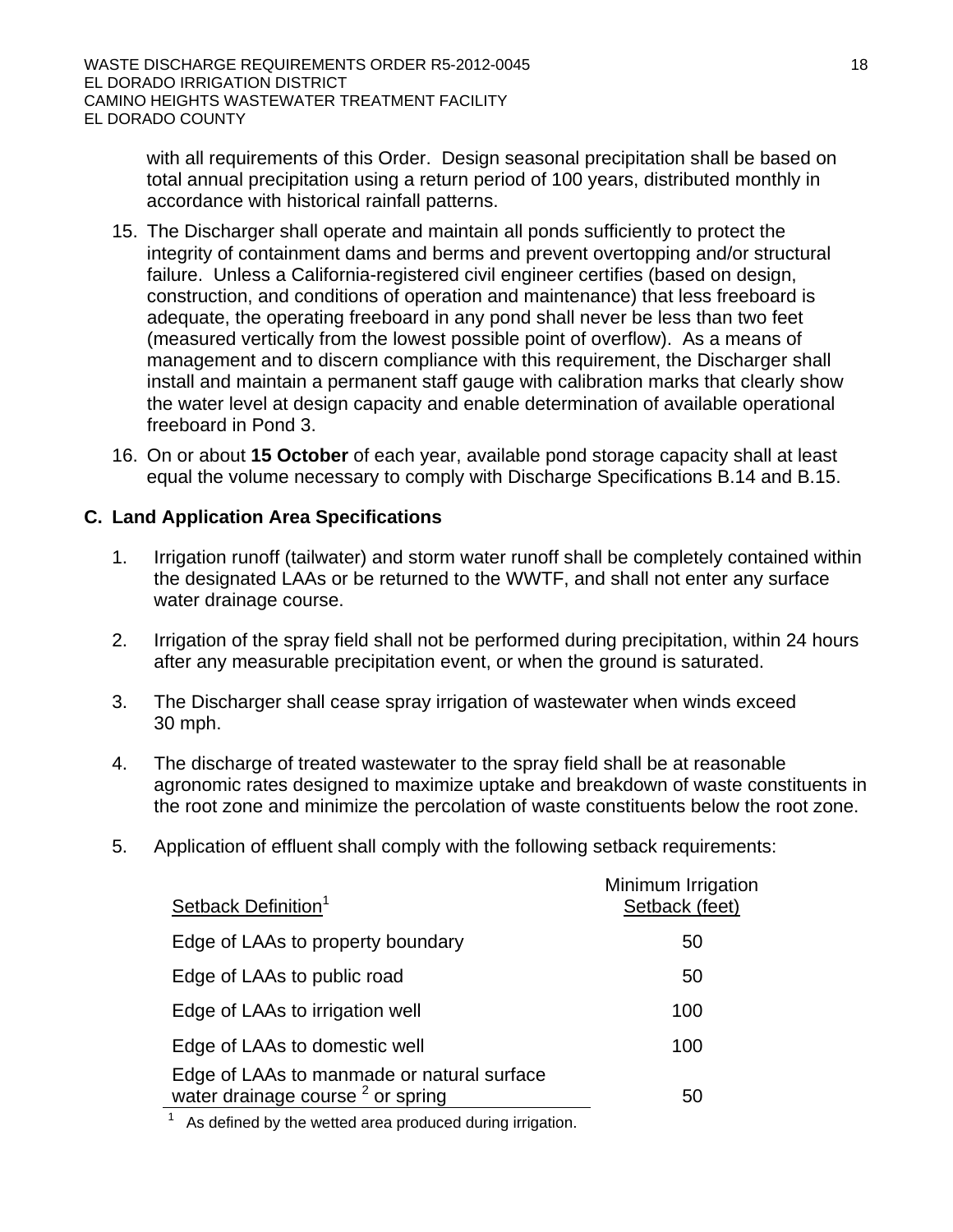with all requirements of this Order. Design seasonal precipitation shall be based on total annual precipitation using a return period of 100 years, distributed monthly in accordance with historical rainfall patterns.

15. The Discharger shall operate and maintain all ponds sufficiently to protect the integrity of containment dams and berms and prevent overtopping and/or structural failure. Unless a California-registered civil engineer certifies (based on design, construction, and conditions of operation and maintenance) that less freeboard is adequate, the operating freeboard in any pond shall never be less than two feet (measured vertically from the lowest possible point of overflow). As a means of management and to discern compliance with this requirement, the Discharger shall install and maintain a permanent staff gauge with calibration marks that clearly show the water level at design capacity and enable determination of available operational freeboard in Pond 3.

16. On or about **15 October** of each year, available pond storage capacity shall at least equal the volume necessary to comply with Discharge Specifications B.14 and B.15.

## C. Land Application Area Specifications

1. Irrigation runoff (tailwater) and storm water runoff shall be completely contained within the designated LAAs or be returned to the WWTF, and shall not enter any surface water drainage course.

2. Irrigation of the spray field shall not be performed during precipitation, within 24 hours after any measurable precipitation event, or when the ground is saturated.

3. The Discharger shall cease spray irrigation of wastewater when winds exceed 30 mph.

4. The discharge of treated wastewater to the spray field shall be at reasonable agronomic rates designed to maximize uptake and breakdown of waste constituents in the root zone and minimize the percolation of waste constituents below the root zone.

5. Application of effluent shall comply with the following setback requirements:

| Setback Definition[1] | Minimum Irrigation Setback (feet) |
|---|---|
| Edge of LAAs to property boundary | 50 |
| Edge of LAAs to public road | 50 |
| Edge of LAAs to irrigation well | 100 |
| Edge of LAAs to domestic well | 100 |
| Edge of LAAs to manmade or natural surface water drainage course [2] or spring | 50 |

[1] As defined by the wetted area produced during irrigation.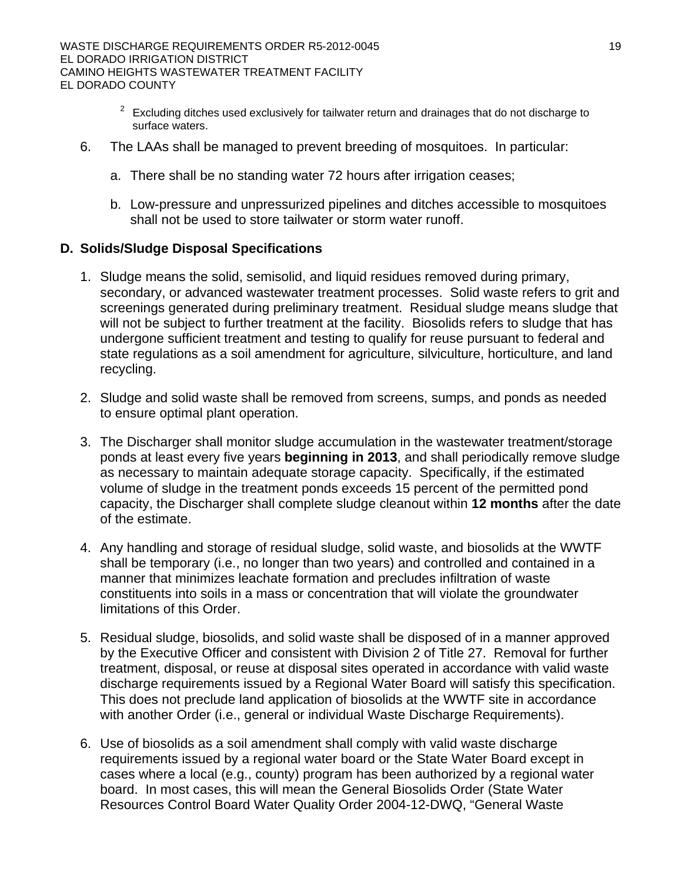[2] Excluding ditches used exclusively for tailwater return and drainages that do not discharge to surface waters.

6. The LAAs shall be managed to prevent breeding of mosquitoes. In particular:

   a. There shall be no standing water 72 hours after irrigation ceases;

   b. Low-pressure and unpressurized pipelines and ditches accessible to mosquitoes shall not be used to store tailwater or storm water runoff.

**D. Solids/Sludge Disposal Specifications**

1. Sludge means the solid, semisolid, and liquid residues removed during primary, secondary, or advanced wastewater treatment processes. Solid waste refers to grit and screenings generated during preliminary treatment. Residual sludge means sludge that will not be subject to further treatment at the facility. Biosolids refers to sludge that has undergone sufficient treatment and testing to qualify for reuse pursuant to federal and state regulations as a soil amendment for agriculture, silviculture, horticulture, and land recycling.

2. Sludge and solid waste shall be removed from screens, sumps, and ponds as needed to ensure optimal plant operation.

3. The Discharger shall monitor sludge accumulation in the wastewater treatment/storage ponds at least every five years **beginning in 2013**, and shall periodically remove sludge as necessary to maintain adequate storage capacity. Specifically, if the estimated volume of sludge in the treatment ponds exceeds 15 percent of the permitted pond capacity, the Discharger shall complete sludge cleanout within **12 months** after the date of the estimate.

4. Any handling and storage of residual sludge, solid waste, and biosolids at the WWTF shall be temporary (i.e., no longer than two years) and controlled and contained in a manner that minimizes leachate formation and precludes infiltration of waste constituents into soils in a mass or concentration that will violate the groundwater limitations of this Order.

5. Residual sludge, biosolids, and solid waste shall be disposed of in a manner approved by the Executive Officer and consistent with Division 2 of Title 27. Removal for further treatment, disposal, or reuse at disposal sites operated in accordance with valid waste discharge requirements issued by a Regional Water Board will satisfy this specification. This does not preclude land application of biosolids at the WWTF site in accordance with another Order (i.e., general or individual Waste Discharge Requirements).

6. Use of biosolids as a soil amendment shall comply with valid waste discharge requirements issued by a regional water board or the State Water Board except in cases where a local (e.g., county) program has been authorized by a regional water board. In most cases, this will mean the General Biosolids Order (State Water Resources Control Board Water Quality Order 2004-12-DWQ, "General Waste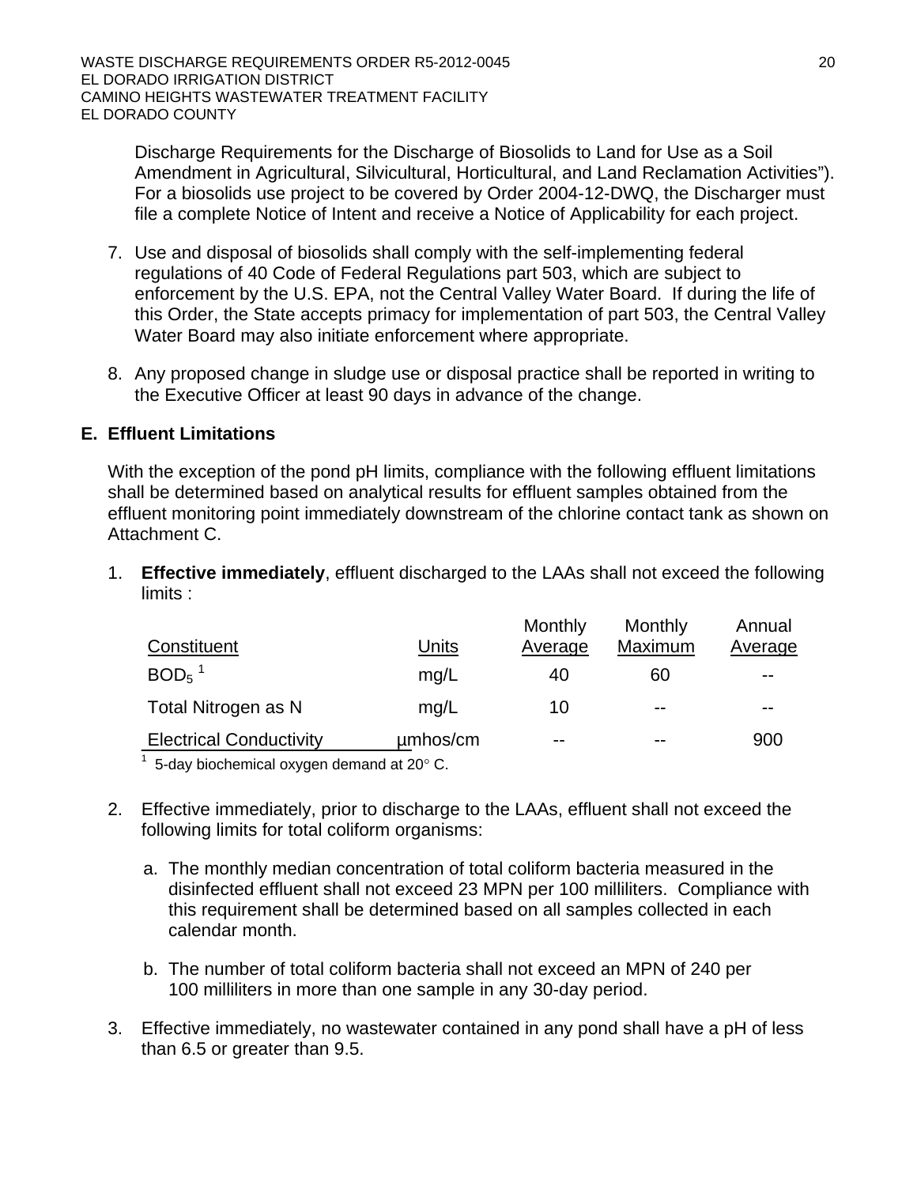Discharge Requirements for the Discharge of Biosolids to Land for Use as a Soil Amendment in Agricultural, Silvicultural, Horticultural, and Land Reclamation Activities"). For a biosolids use project to be covered by Order 2004-12-DWQ, the Discharger must file a complete Notice of Intent and receive a Notice of Applicability for each project.

7. Use and disposal of biosolids shall comply with the self-implementing federal regulations of 40 Code of Federal Regulations part 503, which are subject to enforcement by the U.S. EPA, not the Central Valley Water Board. If during the life of this Order, the State accepts primacy for implementation of part 503, the Central Valley Water Board may also initiate enforcement where appropriate.

8. Any proposed change in sludge use or disposal practice shall be reported in writing to the Executive Officer at least 90 days in advance of the change.

## E. Effluent Limitations

With the exception of the pond pH limits, compliance with the following effluent limitations shall be determined based on analytical results for effluent samples obtained from the effluent monitoring point immediately downstream of the chlorine contact tank as shown on Attachment C.

1. **Effective immediately**, effluent discharged to the LAAs shall not exceed the following limits :

| Constituent | Units | Monthly Average | Monthly Maximum | Annual Average |
|---|---|---|---|---|
| $BOD_5$ [1] | mg/L | 40 | 60 | -- |
| Total Nitrogen as N | mg/L | 10 | -- | -- |
| Electrical Conductivity | µmhos/cm | -- | -- | 900 |

[1] 5-day biochemical oxygen demand at 20° C.

2. Effective immediately, prior to discharge to the LAAs, effluent shall not exceed the following limits for total coliform organisms:

   a. The monthly median concentration of total coliform bacteria measured in the disinfected effluent shall not exceed 23 MPN per 100 milliliters. Compliance with this requirement shall be determined based on all samples collected in each calendar month.

   b. The number of total coliform bacteria shall not exceed an MPN of 240 per 100 milliliters in more than one sample in any 30-day period.

3. Effective immediately, no wastewater contained in any pond shall have a pH of less than 6.5 or greater than 9.5.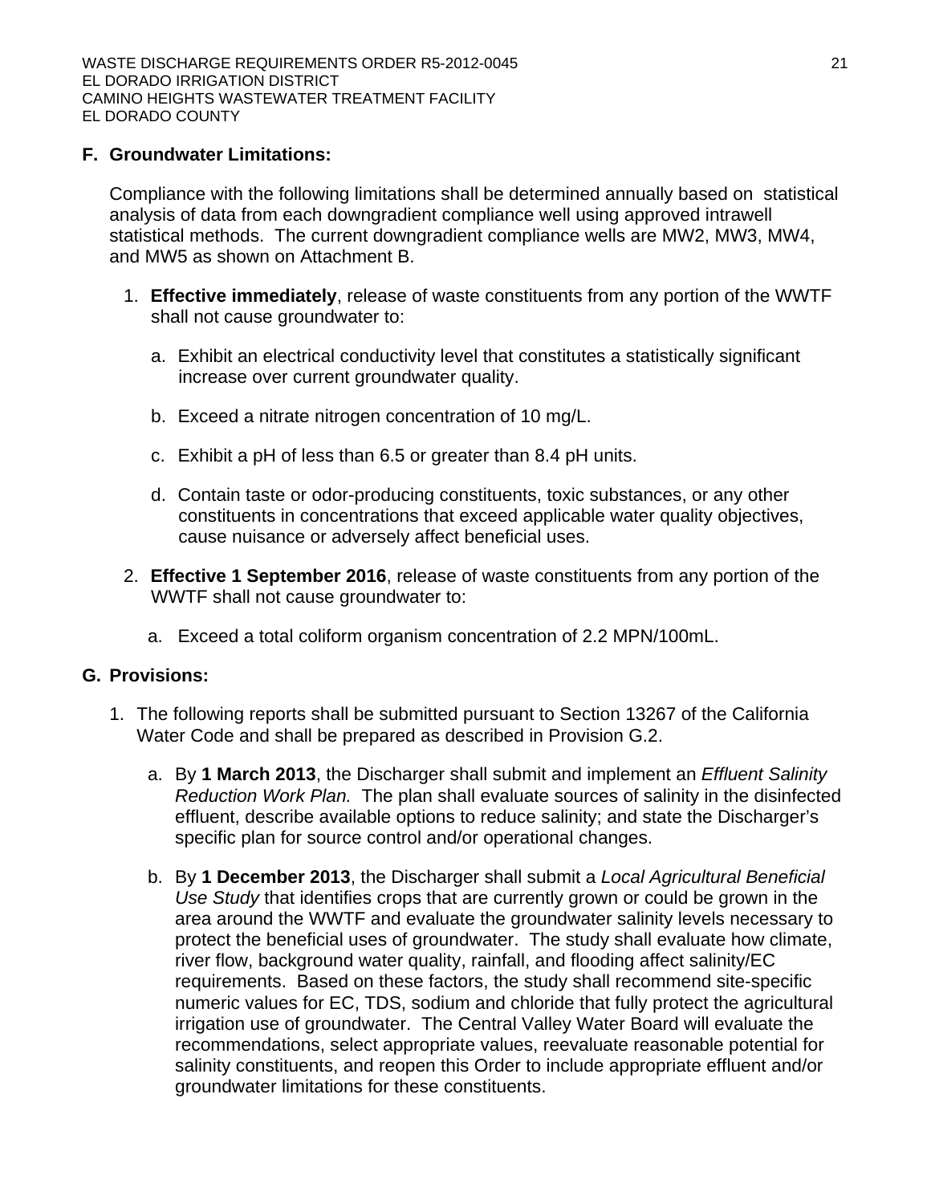## F. Groundwater Limitations:

Compliance with the following limitations shall be determined annually based on statistical analysis of data from each downgradient compliance well using approved intrawell statistical methods. The current downgradient compliance wells are MW2, MW3, MW4, and MW5 as shown on Attachment B.

1. **Effective immediately**, release of waste constituents from any portion of the WWTF shall not cause groundwater to:

   a. Exhibit an electrical conductivity level that constitutes a statistically significant increase over current groundwater quality.

   b. Exceed a nitrate nitrogen concentration of 10 mg/L.

   c. Exhibit a pH of less than 6.5 or greater than 8.4 pH units.

   d. Contain taste or odor-producing constituents, toxic substances, or any other constituents in concentrations that exceed applicable water quality objectives, cause nuisance or adversely affect beneficial uses.

2. **Effective 1 September 2016**, release of waste constituents from any portion of the WWTF shall not cause groundwater to:

   a. Exceed a total coliform organism concentration of 2.2 MPN/100mL.

## G. Provisions:

1. The following reports shall be submitted pursuant to Section 13267 of the California Water Code and shall be prepared as described in Provision G.2.

   a. By **1 March 2013**, the Discharger shall submit and implement an *Effluent Salinity Reduction Work Plan.* The plan shall evaluate sources of salinity in the disinfected effluent, describe available options to reduce salinity; and state the Discharger's specific plan for source control and/or operational changes.

   b. By **1 December 2013**, the Discharger shall submit a *Local Agricultural Beneficial Use Study* that identifies crops that are currently grown or could be grown in the area around the WWTF and evaluate the groundwater salinity levels necessary to protect the beneficial uses of groundwater. The study shall evaluate how climate, river flow, background water quality, rainfall, and flooding affect salinity/EC requirements. Based on these factors, the study shall recommend site-specific numeric values for EC, TDS, sodium and chloride that fully protect the agricultural irrigation use of groundwater. The Central Valley Water Board will evaluate the recommendations, select appropriate values, reevaluate reasonable potential for salinity constituents, and reopen this Order to include appropriate effluent and/or groundwater limitations for these constituents.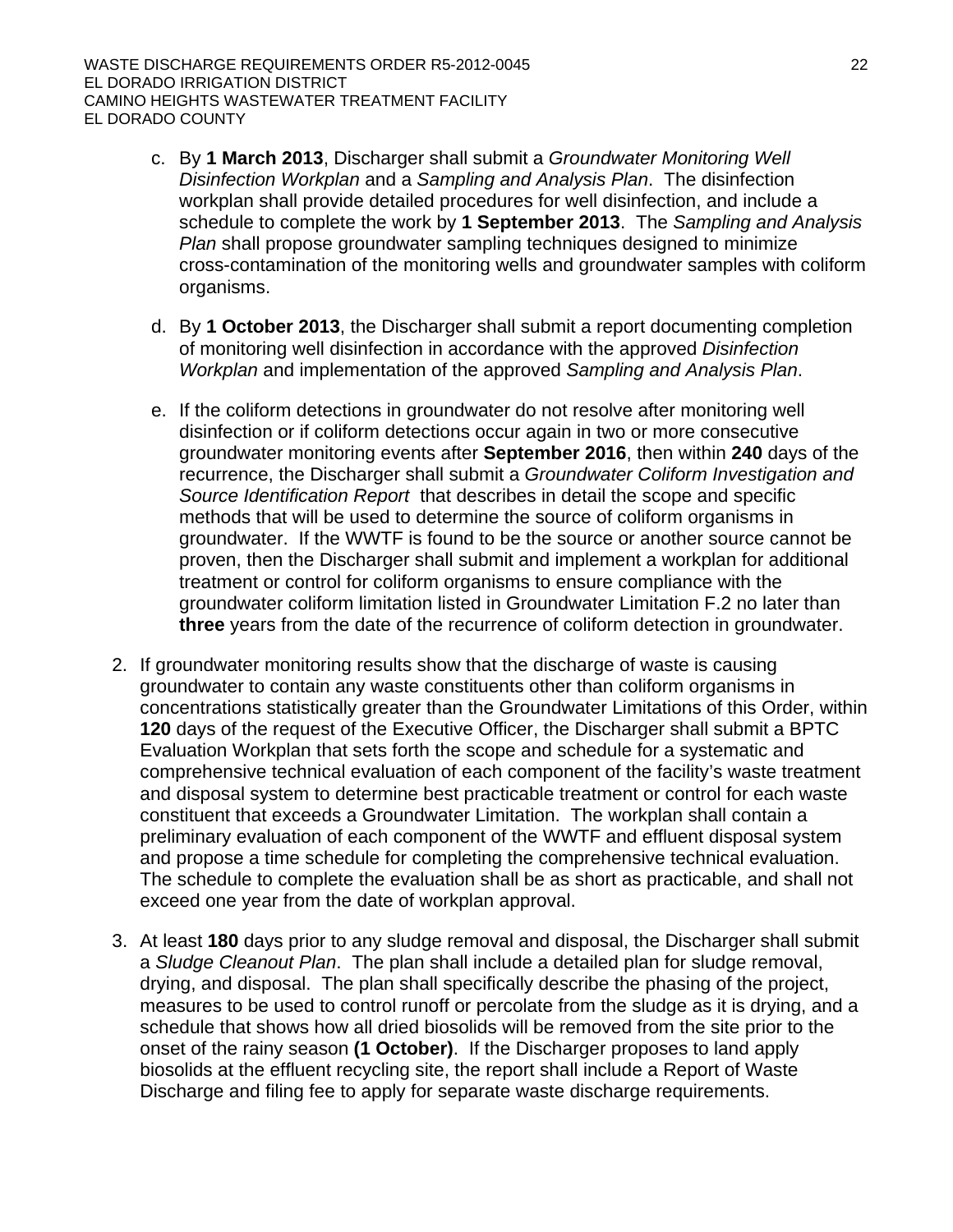c. By **1 March 2013**, Discharger shall submit a *Groundwater Monitoring Well Disinfection Workplan* and a *Sampling and Analysis Plan*. The disinfection workplan shall provide detailed procedures for well disinfection, and include a schedule to complete the work by **1 September 2013**. The *Sampling and Analysis Plan* shall propose groundwater sampling techniques designed to minimize cross-contamination of the monitoring wells and groundwater samples with coliform organisms.

d. By **1 October 2013**, the Discharger shall submit a report documenting completion of monitoring well disinfection in accordance with the approved *Disinfection Workplan* and implementation of the approved *Sampling and Analysis Plan*.

e. If the coliform detections in groundwater do not resolve after monitoring well disinfection or if coliform detections occur again in two or more consecutive groundwater monitoring events after **September 2016**, then within **240** days of the recurrence, the Discharger shall submit a *Groundwater Coliform Investigation and Source Identification Report* that describes in detail the scope and specific methods that will be used to determine the source of coliform organisms in groundwater. If the WWTF is found to be the source or another source cannot be proven, then the Discharger shall submit and implement a workplan for additional treatment or control for coliform organisms to ensure compliance with the groundwater coliform limitation listed in Groundwater Limitation F.2 no later than **three** years from the date of the recurrence of coliform detection in groundwater.

2. If groundwater monitoring results show that the discharge of waste is causing groundwater to contain any waste constituents other than coliform organisms in concentrations statistically greater than the Groundwater Limitations of this Order, within **120** days of the request of the Executive Officer, the Discharger shall submit a BPTC Evaluation Workplan that sets forth the scope and schedule for a systematic and comprehensive technical evaluation of each component of the facility's waste treatment and disposal system to determine best practicable treatment or control for each waste constituent that exceeds a Groundwater Limitation. The workplan shall contain a preliminary evaluation of each component of the WWTF and effluent disposal system and propose a time schedule for completing the comprehensive technical evaluation. The schedule to complete the evaluation shall be as short as practicable, and shall not exceed one year from the date of workplan approval.

3. At least **180** days prior to any sludge removal and disposal, the Discharger shall submit a *Sludge Cleanout Plan*. The plan shall include a detailed plan for sludge removal, drying, and disposal. The plan shall specifically describe the phasing of the project, measures to be used to control runoff or percolate from the sludge as it is drying, and a schedule that shows how all dried biosolids will be removed from the site prior to the onset of the rainy season **(1 October)**. If the Discharger proposes to land apply biosolids at the effluent recycling site, the report shall include a Report of Waste Discharge and filing fee to apply for separate waste discharge requirements.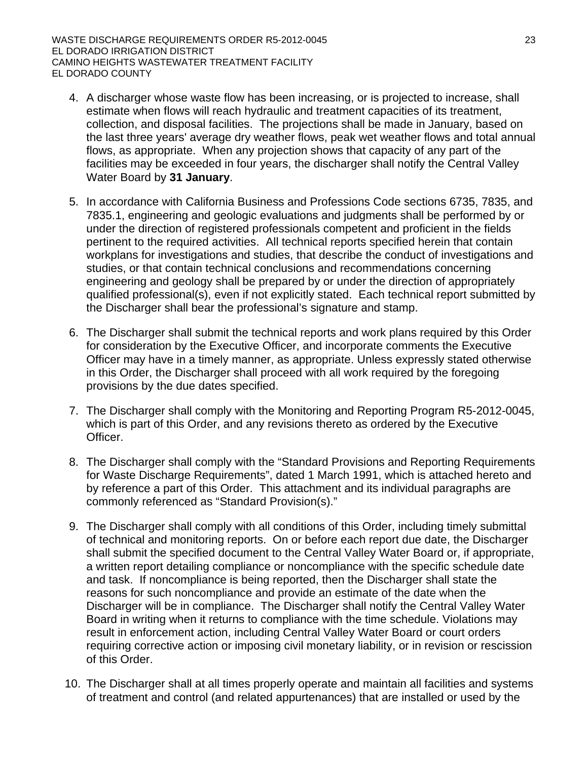4. A discharger whose waste flow has been increasing, or is projected to increase, shall estimate when flows will reach hydraulic and treatment capacities of its treatment, collection, and disposal facilities. The projections shall be made in January, based on the last three years' average dry weather flows, peak wet weather flows and total annual flows, as appropriate. When any projection shows that capacity of any part of the facilities may be exceeded in four years, the discharger shall notify the Central Valley Water Board by **31 January**.

5. In accordance with California Business and Professions Code sections 6735, 7835, and 7835.1, engineering and geologic evaluations and judgments shall be performed by or under the direction of registered professionals competent and proficient in the fields pertinent to the required activities. All technical reports specified herein that contain workplans for investigations and studies, that describe the conduct of investigations and studies, or that contain technical conclusions and recommendations concerning engineering and geology shall be prepared by or under the direction of appropriately qualified professional(s), even if not explicitly stated. Each technical report submitted by the Discharger shall bear the professional's signature and stamp.

6. The Discharger shall submit the technical reports and work plans required by this Order for consideration by the Executive Officer, and incorporate comments the Executive Officer may have in a timely manner, as appropriate. Unless expressly stated otherwise in this Order, the Discharger shall proceed with all work required by the foregoing provisions by the due dates specified.

7. The Discharger shall comply with the Monitoring and Reporting Program R5-2012-0045, which is part of this Order, and any revisions thereto as ordered by the Executive Officer.

8. The Discharger shall comply with the "Standard Provisions and Reporting Requirements for Waste Discharge Requirements", dated 1 March 1991, which is attached hereto and by reference a part of this Order. This attachment and its individual paragraphs are commonly referenced as "Standard Provision(s)."

9. The Discharger shall comply with all conditions of this Order, including timely submittal of technical and monitoring reports. On or before each report due date, the Discharger shall submit the specified document to the Central Valley Water Board or, if appropriate, a written report detailing compliance or noncompliance with the specific schedule date and task. If noncompliance is being reported, then the Discharger shall state the reasons for such noncompliance and provide an estimate of the date when the Discharger will be in compliance. The Discharger shall notify the Central Valley Water Board in writing when it returns to compliance with the time schedule. Violations may result in enforcement action, including Central Valley Water Board or court orders requiring corrective action or imposing civil monetary liability, or in revision or rescission of this Order.

10. The Discharger shall at all times properly operate and maintain all facilities and systems of treatment and control (and related appurtenances) that are installed or used by the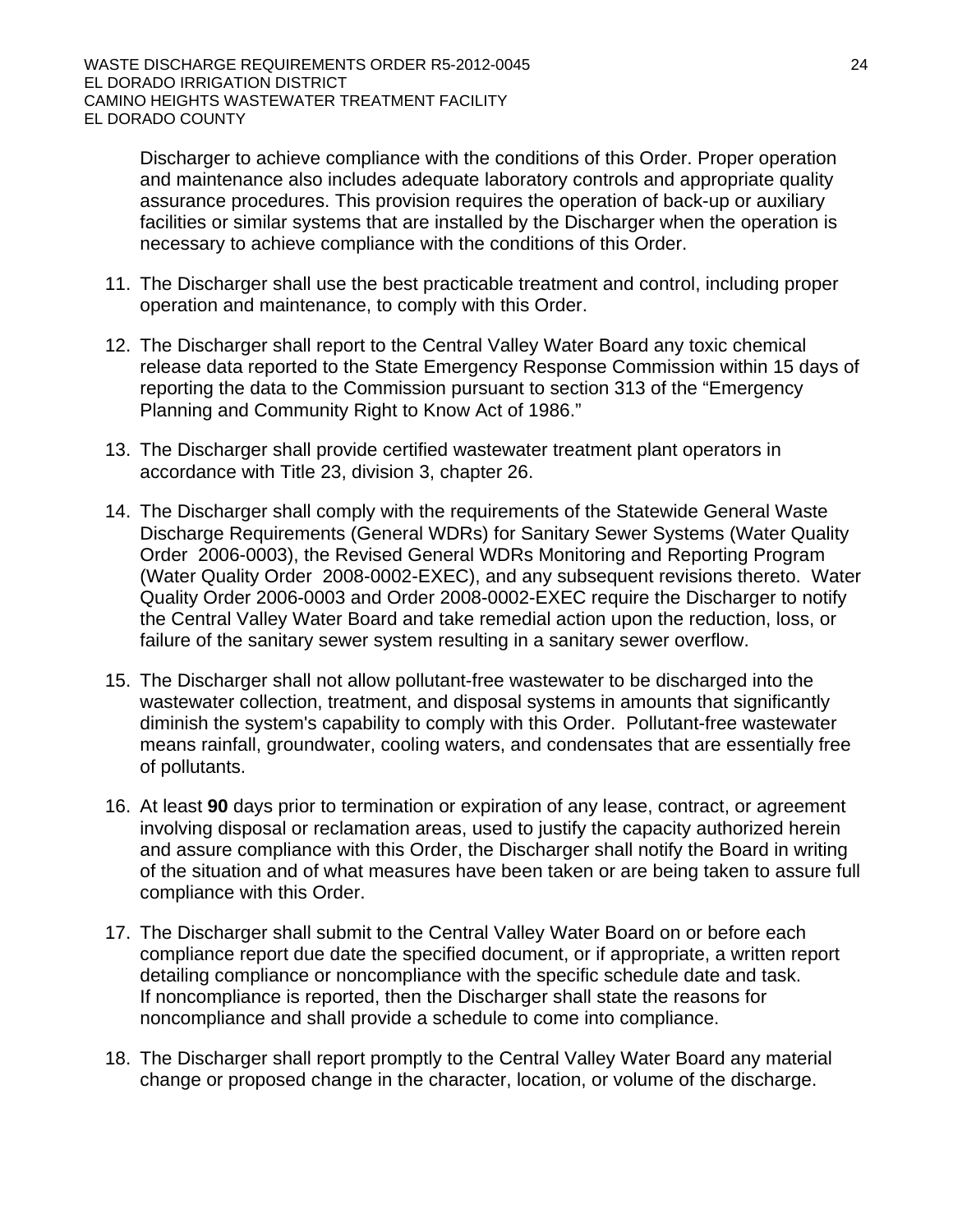Discharger to achieve compliance with the conditions of this Order. Proper operation and maintenance also includes adequate laboratory controls and appropriate quality assurance procedures. This provision requires the operation of back-up or auxiliary facilities or similar systems that are installed by the Discharger when the operation is necessary to achieve compliance with the conditions of this Order.

11. The Discharger shall use the best practicable treatment and control, including proper operation and maintenance, to comply with this Order.

12. The Discharger shall report to the Central Valley Water Board any toxic chemical release data reported to the State Emergency Response Commission within 15 days of reporting the data to the Commission pursuant to section 313 of the "Emergency Planning and Community Right to Know Act of 1986."

13. The Discharger shall provide certified wastewater treatment plant operators in accordance with Title 23, division 3, chapter 26.

14. The Discharger shall comply with the requirements of the Statewide General Waste Discharge Requirements (General WDRs) for Sanitary Sewer Systems (Water Quality Order 2006-0003), the Revised General WDRs Monitoring and Reporting Program (Water Quality Order 2008-0002-EXEC), and any subsequent revisions thereto. Water Quality Order 2006-0003 and Order 2008-0002-EXEC require the Discharger to notify the Central Valley Water Board and take remedial action upon the reduction, loss, or failure of the sanitary sewer system resulting in a sanitary sewer overflow.

15. The Discharger shall not allow pollutant-free wastewater to be discharged into the wastewater collection, treatment, and disposal systems in amounts that significantly diminish the system's capability to comply with this Order. Pollutant-free wastewater means rainfall, groundwater, cooling waters, and condensates that are essentially free of pollutants.

16. At least **90** days prior to termination or expiration of any lease, contract, or agreement involving disposal or reclamation areas, used to justify the capacity authorized herein and assure compliance with this Order, the Discharger shall notify the Board in writing of the situation and of what measures have been taken or are being taken to assure full compliance with this Order.

17. The Discharger shall submit to the Central Valley Water Board on or before each compliance report due date the specified document, or if appropriate, a written report detailing compliance or noncompliance with the specific schedule date and task. If noncompliance is reported, then the Discharger shall state the reasons for noncompliance and shall provide a schedule to come into compliance.

18. The Discharger shall report promptly to the Central Valley Water Board any material change or proposed change in the character, location, or volume of the discharge.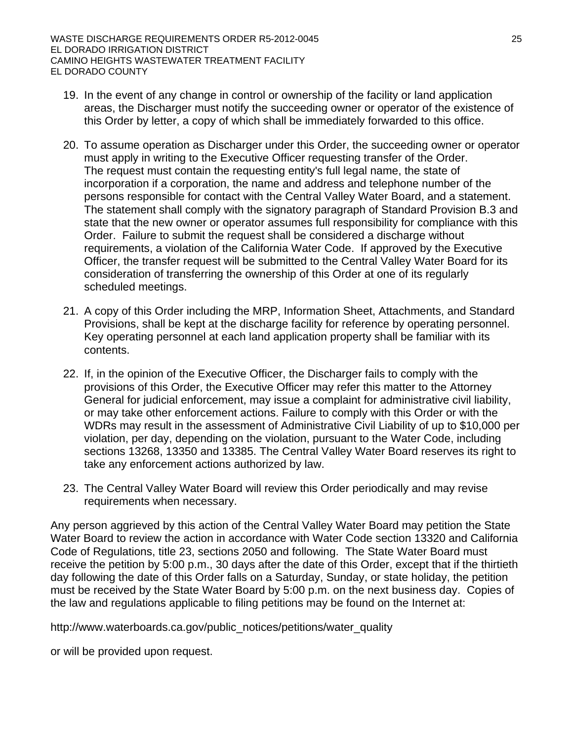19. In the event of any change in control or ownership of the facility or land application areas, the Discharger must notify the succeeding owner or operator of the existence of this Order by letter, a copy of which shall be immediately forwarded to this office.

20. To assume operation as Discharger under this Order, the succeeding owner or operator must apply in writing to the Executive Officer requesting transfer of the Order. The request must contain the requesting entity's full legal name, the state of incorporation if a corporation, the name and address and telephone number of the persons responsible for contact with the Central Valley Water Board, and a statement. The statement shall comply with the signatory paragraph of Standard Provision B.3 and state that the new owner or operator assumes full responsibility for compliance with this Order. Failure to submit the request shall be considered a discharge without requirements, a violation of the California Water Code. If approved by the Executive Officer, the transfer request will be submitted to the Central Valley Water Board for its consideration of transferring the ownership of this Order at one of its regularly scheduled meetings.

21. A copy of this Order including the MRP, Information Sheet, Attachments, and Standard Provisions, shall be kept at the discharge facility for reference by operating personnel. Key operating personnel at each land application property shall be familiar with its contents.

22. If, in the opinion of the Executive Officer, the Discharger fails to comply with the provisions of this Order, the Executive Officer may refer this matter to the Attorney General for judicial enforcement, may issue a complaint for administrative civil liability, or may take other enforcement actions. Failure to comply with this Order or with the WDRs may result in the assessment of Administrative Civil Liability of up to $10,000 per violation, per day, depending on the violation, pursuant to the Water Code, including sections 13268, 13350 and 13385. The Central Valley Water Board reserves its right to take any enforcement actions authorized by law.

23. The Central Valley Water Board will review this Order periodically and may revise requirements when necessary.

Any person aggrieved by this action of the Central Valley Water Board may petition the State Water Board to review the action in accordance with Water Code section 13320 and California Code of Regulations, title 23, sections 2050 and following. The State Water Board must receive the petition by 5:00 p.m., 30 days after the date of this Order, except that if the thirtieth day following the date of this Order falls on a Saturday, Sunday, or state holiday, the petition must be received by the State Water Board by 5:00 p.m. on the next business day. Copies of the law and regulations applicable to filing petitions may be found on the Internet at:

http://www.waterboards.ca.gov/public_notices/petitions/water_quality

or will be provided upon request.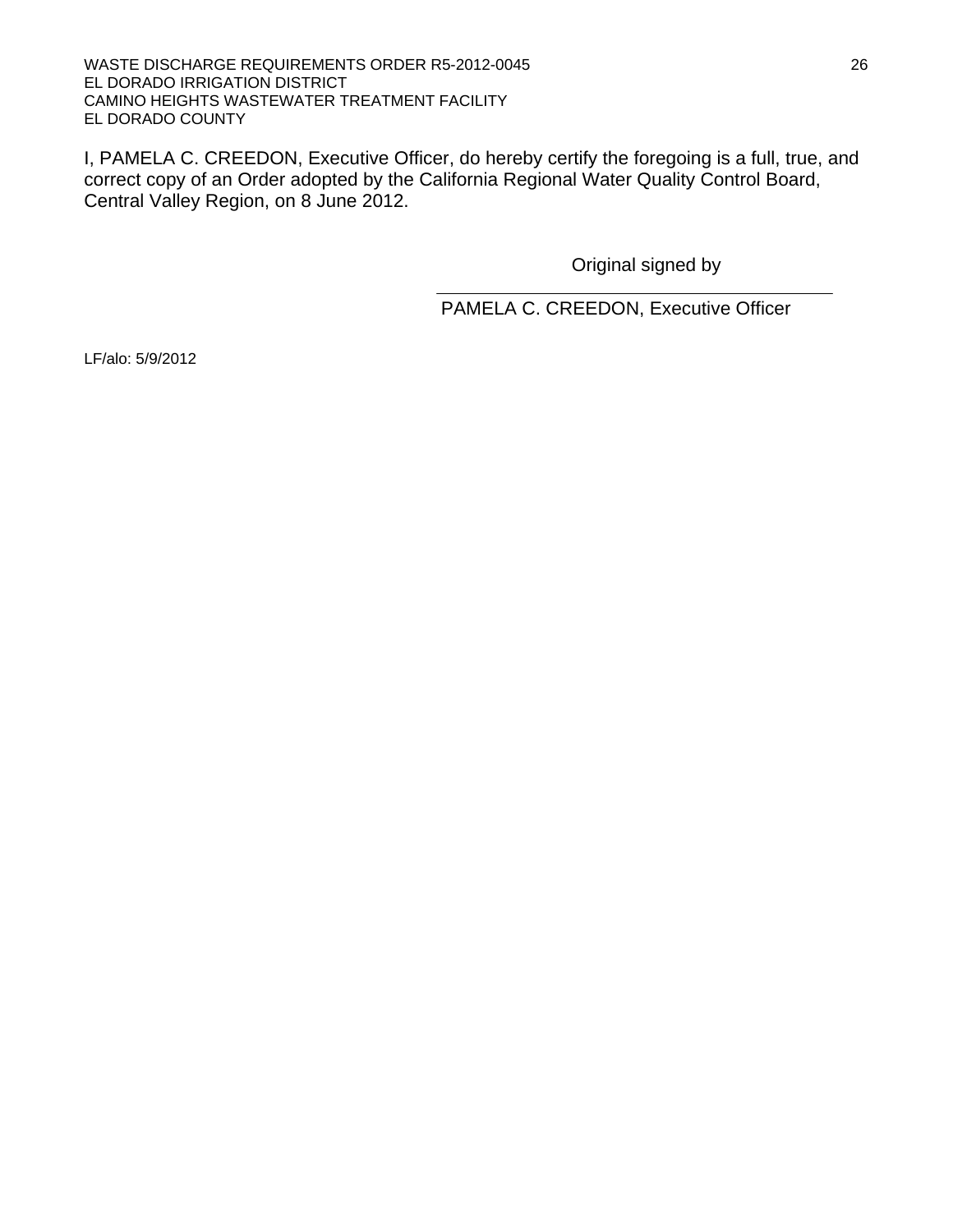I, PAMELA C. CREEDON, Executive Officer, do hereby certify the foregoing is a full, true, and correct copy of an Order adopted by the California Regional Water Quality Control Board, Central Valley Region, on 8 June 2012.

Original signed by

PAMELA C. CREEDON, Executive Officer

LF/alo: 5/9/2012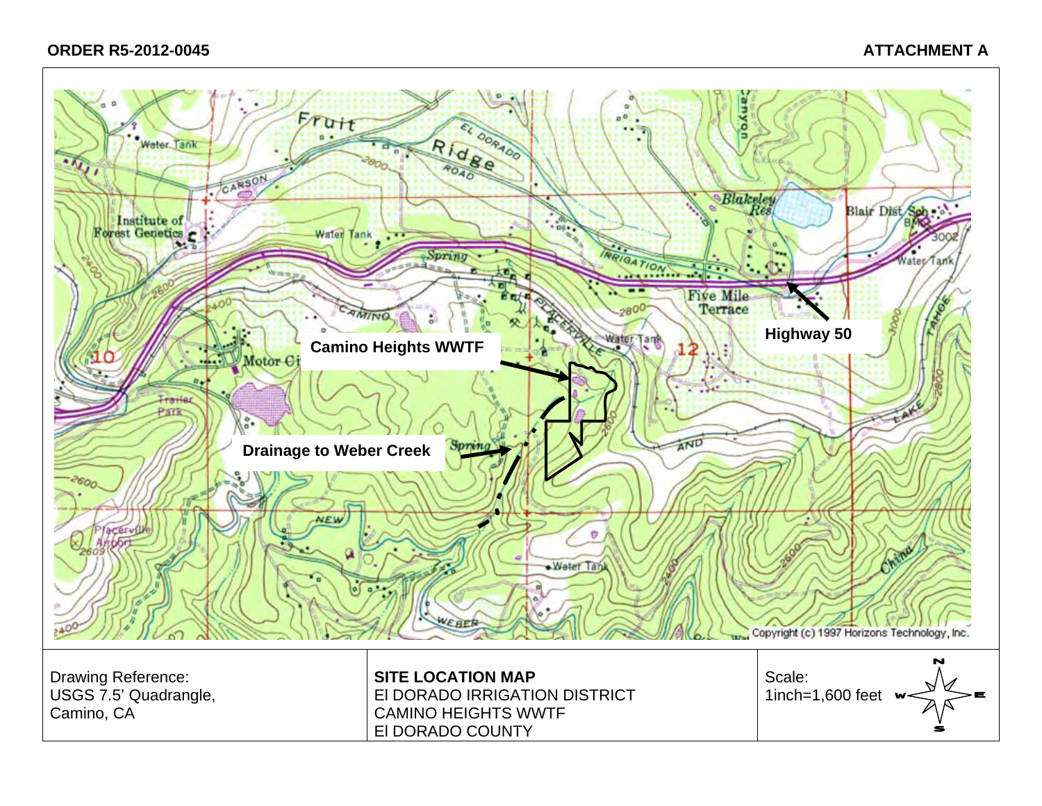**ORDER R5-2012-0045**

**ATTACHMENT A**

Camino Heights WWTF

Drainage to Weber Creek

Highway 50

Copyright (c) 1997 Horizons Technology, Inc.

| Drawing Reference: USGS 7.5' Quadrangle, Camino, CA | **SITE LOCATION MAP** El DORADO IRRIGATION DISTRICT CAMINO HEIGHTS WWTF El DORADO COUNTY | Scale: 1inch=1,600 feet |
| --- | --- | --- |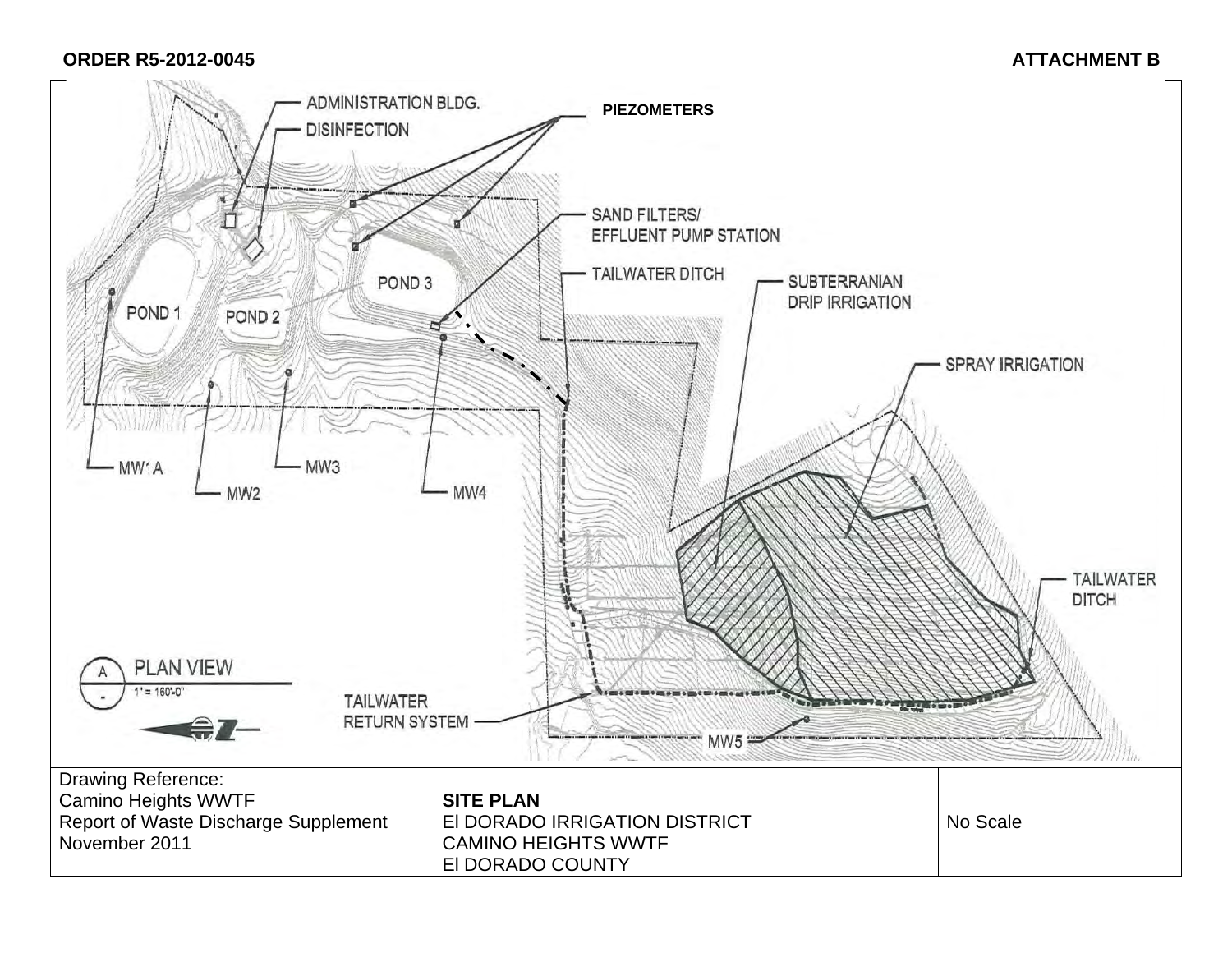**ORDER R5-2012-0045** **ATTACHMENT B**

ADMINISTRATION BLDG.

DISINFECTION

PIEZOMETERS

SAND FILTERS/
EFFLUENT PUMP STATION

TAILWATER DITCH

SUBTERRANIAN
DRIP IRRIGATION

POND 3

POND 1

POND 2

SPRAY IRRIGATION

MW1A

MW3

MW2

MW4

TAILWATER
DITCH

PLAN VIEW
1" = 160'-0"

TAILWATER
RETURN SYSTEM

MW5

| Drawing Reference:<br>Camino Heights WWTF<br>Report of Waste Discharge Supplement<br>November 2011 | **SITE PLAN**<br>El DORADO IRRIGATION DISTRICT<br>CAMINO HEIGHTS WWTF<br>El DORADO COUNTY | No Scale |
|---|---|---|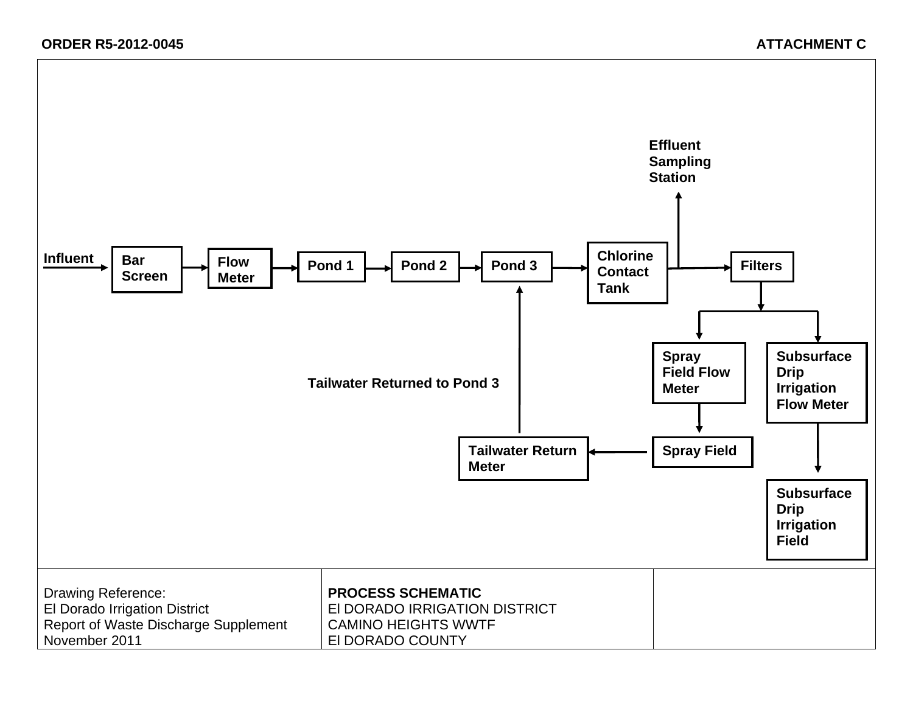**ORDER R5-2012-0045** **ATTACHMENT C**

Effluent Sampling Station

Influent → Bar Screen → Flow Meter → Pond 1 → Pond 2 → Pond 3 → Chlorine Contact Tank → Filters

Spray Field Flow Meter

Subsurface Drip Irrigation Flow Meter

Tailwater Returned to Pond 3

Tailwater Return Meter

Spray Field

Subsurface Drip Irrigation Field

| Drawing Reference: El Dorado Irrigation District Report of Waste Discharge Supplement November 2011 | **PROCESS SCHEMATIC** El DORADO IRRIGATION DISTRICT CAMINO HEIGHTS WWTF El DORADO COUNTY | |
|---|---|---|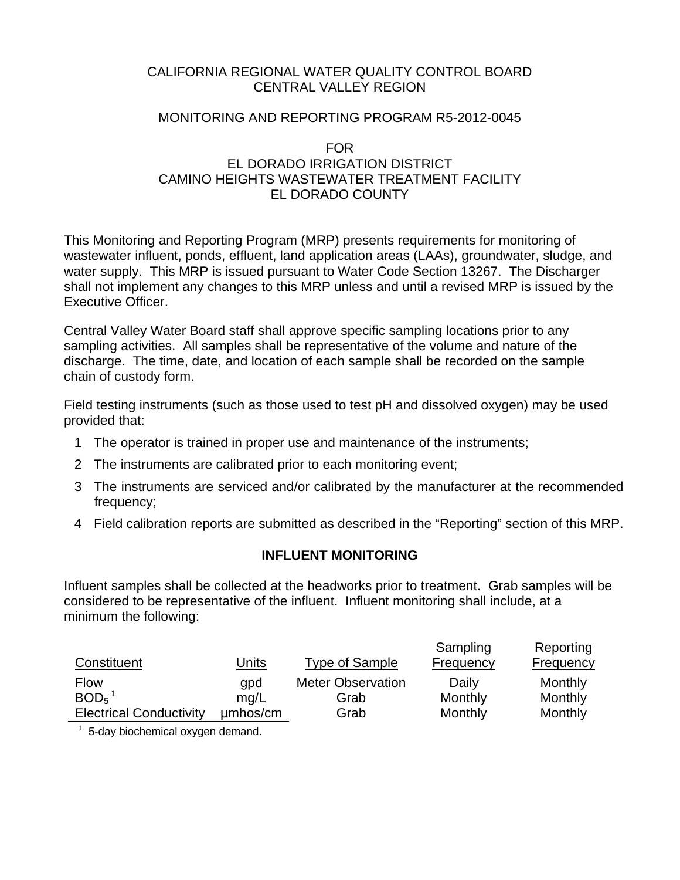CALIFORNIA REGIONAL WATER QUALITY CONTROL BOARD
CENTRAL VALLEY REGION

MONITORING AND REPORTING PROGRAM R5-2012-0045

FOR
EL DORADO IRRIGATION DISTRICT
CAMINO HEIGHTS WASTEWATER TREATMENT FACILITY
EL DORADO COUNTY

This Monitoring and Reporting Program (MRP) presents requirements for monitoring of wastewater influent, ponds, effluent, land application areas (LAAs), groundwater, sludge, and water supply. This MRP is issued pursuant to Water Code Section 13267. The Discharger shall not implement any changes to this MRP unless and until a revised MRP is issued by the Executive Officer.

Central Valley Water Board staff shall approve specific sampling locations prior to any sampling activities. All samples shall be representative of the volume and nature of the discharge. The time, date, and location of each sample shall be recorded on the sample chain of custody form.

Field testing instruments (such as those used to test pH and dissolved oxygen) may be used provided that:

1. The operator is trained in proper use and maintenance of the instruments;
2. The instruments are calibrated prior to each monitoring event;
3. The instruments are serviced and/or calibrated by the manufacturer at the recommended frequency;
4. Field calibration reports are submitted as described in the "Reporting" section of this MRP.

## INFLUENT MONITORING

Influent samples shall be collected at the headworks prior to treatment. Grab samples will be considered to be representative of the influent. Influent monitoring shall include, at a minimum the following:

| Constituent | Units | Type of Sample | Sampling Frequency | Reporting Frequency |
|---|---|---|---|---|
| Flow | gpd | Meter Observation | Daily | Monthly |
| $BOD_5$ [1] | mg/L | Grab | Monthly | Monthly |
| Electrical Conductivity | µmhos/cm | Grab | Monthly | Monthly |

[1] 5-day biochemical oxygen demand.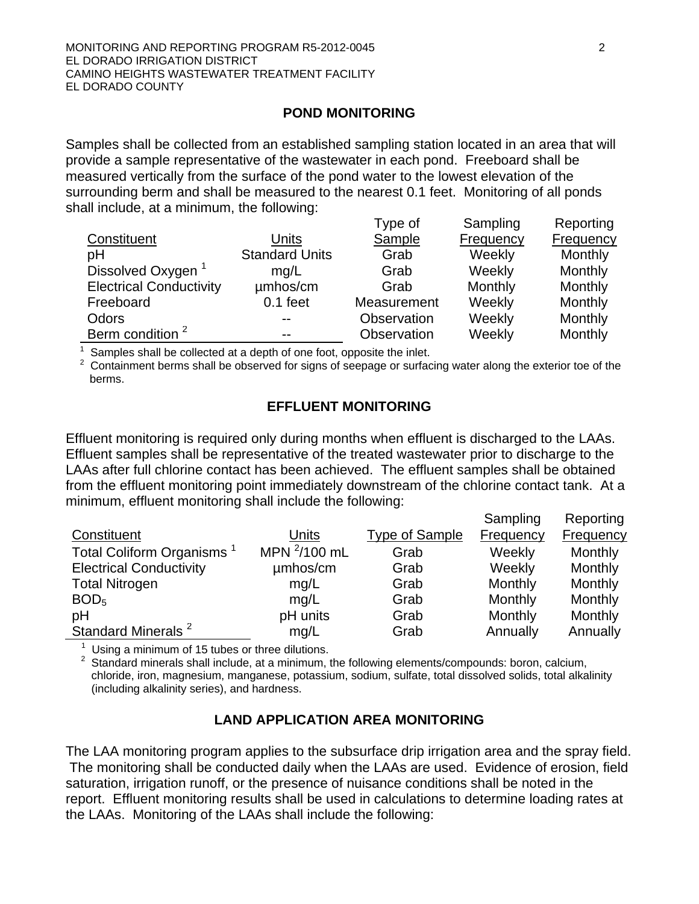## POND MONITORING

Samples shall be collected from an established sampling station located in an area that will provide a sample representative of the wastewater in each pond. Freeboard shall be measured vertically from the surface of the pond water to the lowest elevation of the surrounding berm and shall be measured to the nearest 0.1 feet. Monitoring of all ponds shall include, at a minimum, the following:

| Constituent | Units | Type of Sample | Sampling Frequency | Reporting Frequency |
|---|---|---|---|---|
| pH | Standard Units | Grab | Weekly | Monthly |
| Dissolved Oxygen [1] | mg/L | Grab | Weekly | Monthly |
| Electrical Conductivity | µmhos/cm | Grab | Monthly | Monthly |
| Freeboard | 0.1 feet | Measurement | Weekly | Monthly |
| Odors | -- | Observation | Weekly | Monthly |
| Berm condition [2] | -- | Observation | Weekly | Monthly |

[1] Samples shall be collected at a depth of one foot, opposite the inlet.
[2] Containment berms shall be observed for signs of seepage or surfacing water along the exterior toe of the berms.

## EFFLUENT MONITORING

Effluent monitoring is required only during months when effluent is discharged to the LAAs. Effluent samples shall be representative of the treated wastewater prior to discharge to the LAAs after full chlorine contact has been achieved. The effluent samples shall be obtained from the effluent monitoring point immediately downstream of the chlorine contact tank. At a minimum, effluent monitoring shall include the following:

| Constituent | Units | Type of Sample | Sampling Frequency | Reporting Frequency |
|---|---|---|---|---|
| Total Coliform Organisms [1] | MPN [2]/100 mL | Grab | Weekly | Monthly |
| Electrical Conductivity | µmhos/cm | Grab | Weekly | Monthly |
| Total Nitrogen | mg/L | Grab | Monthly | Monthly |
| $BOD_5$ | mg/L | Grab | Monthly | Monthly |
| pH | pH units | Grab | Monthly | Monthly |
| Standard Minerals [2] | mg/L | Grab | Annually | Annually |

[1] Using a minimum of 15 tubes or three dilutions.
[2] Standard minerals shall include, at a minimum, the following elements/compounds: boron, calcium, chloride, iron, magnesium, manganese, potassium, sodium, sulfate, total dissolved solids, total alkalinity (including alkalinity series), and hardness.

## LAND APPLICATION AREA MONITORING

The LAA monitoring program applies to the subsurface drip irrigation area and the spray field. The monitoring shall be conducted daily when the LAAs are used. Evidence of erosion, field saturation, irrigation runoff, or the presence of nuisance conditions shall be noted in the report. Effluent monitoring results shall be used in calculations to determine loading rates at the LAAs. Monitoring of the LAAs shall include the following: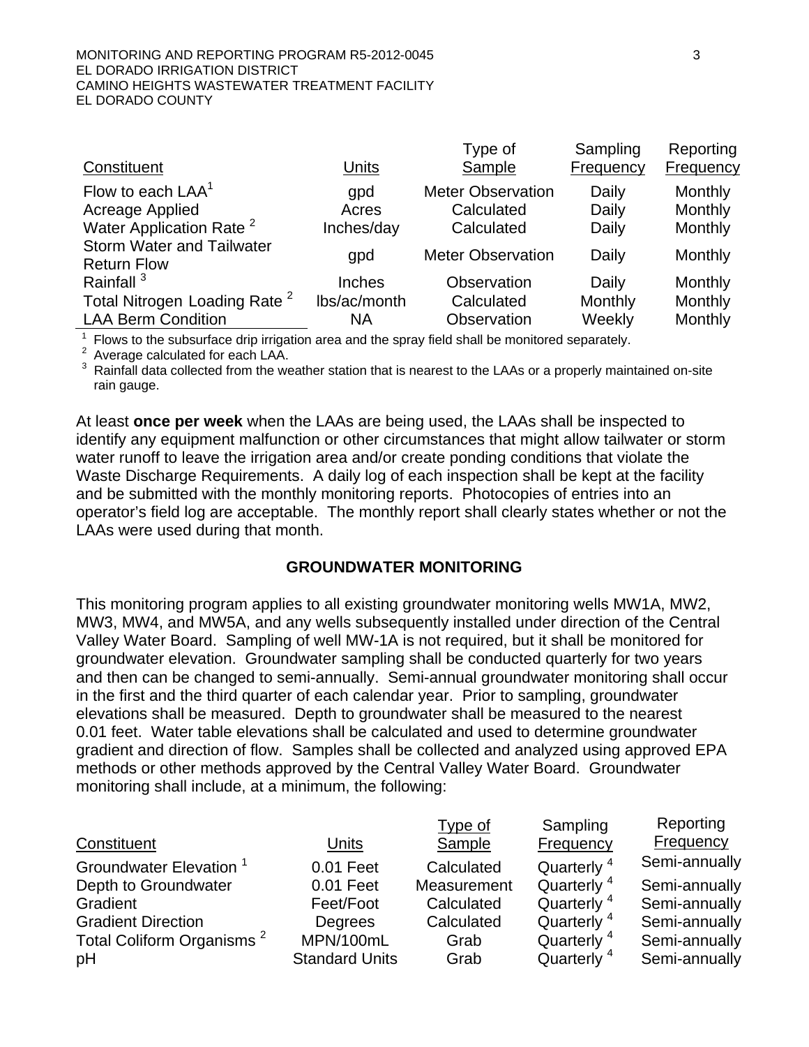| Constituent | Units | Type of Sample | Sampling Frequency | Reporting Frequency |
| --- | --- | --- | --- | --- |
| Flow to each LAA[1] | gpd | Meter Observation | Daily | Monthly |
| Acreage Applied | Acres | Calculated | Daily | Monthly |
| Water Application Rate [2] | Inches/day | Calculated | Daily | Monthly |
| Storm Water and Tailwater Return Flow | gpd | Meter Observation | Daily | Monthly |
| Rainfall [3] | Inches | Observation | Daily | Monthly |
| Total Nitrogen Loading Rate [2] | lbs/ac/month | Calculated | Monthly | Monthly |
| LAA Berm Condition | NA | Observation | Weekly | Monthly |

[1] Flows to the subsurface drip irrigation area and the spray field shall be monitored separately.
[2] Average calculated for each LAA.
[3] Rainfall data collected from the weather station that is nearest to the LAAs or a properly maintained on-site rain gauge.

At least **once per week** when the LAAs are being used, the LAAs shall be inspected to identify any equipment malfunction or other circumstances that might allow tailwater or storm water runoff to leave the irrigation area and/or create ponding conditions that violate the Waste Discharge Requirements. A daily log of each inspection shall be kept at the facility and be submitted with the monthly monitoring reports. Photocopies of entries into an operator's field log are acceptable. The monthly report shall clearly states whether or not the LAAs were used during that month.

## GROUNDWATER MONITORING

This monitoring program applies to all existing groundwater monitoring wells MW1A, MW2, MW3, MW4, and MW5A, and any wells subsequently installed under direction of the Central Valley Water Board. Sampling of well MW-1A is not required, but it shall be monitored for groundwater elevation. Groundwater sampling shall be conducted quarterly for two years and then can be changed to semi-annually. Semi-annual groundwater monitoring shall occur in the first and the third quarter of each calendar year. Prior to sampling, groundwater elevations shall be measured. Depth to groundwater shall be measured to the nearest 0.01 feet. Water table elevations shall be calculated and used to determine groundwater gradient and direction of flow. Samples shall be collected and analyzed using approved EPA methods or other methods approved by the Central Valley Water Board. Groundwater monitoring shall include, at a minimum, the following:

| Constituent | Units | Type of Sample | Sampling Frequency | Reporting Frequency |
| --- | --- | --- | --- | --- |
| Groundwater Elevation [1] | 0.01 Feet | Calculated | Quarterly [4] | Semi-annually |
| Depth to Groundwater | 0.01 Feet | Measurement | Quarterly [4] | Semi-annually |
| Gradient | Feet/Foot | Calculated | Quarterly [4] | Semi-annually |
| Gradient Direction | Degrees | Calculated | Quarterly [4] | Semi-annually |
| Total Coliform Organisms [2] | MPN/100mL | Grab | Quarterly [4] | Semi-annually |
| pH | Standard Units | Grab | Quarterly [4] | Semi-annually |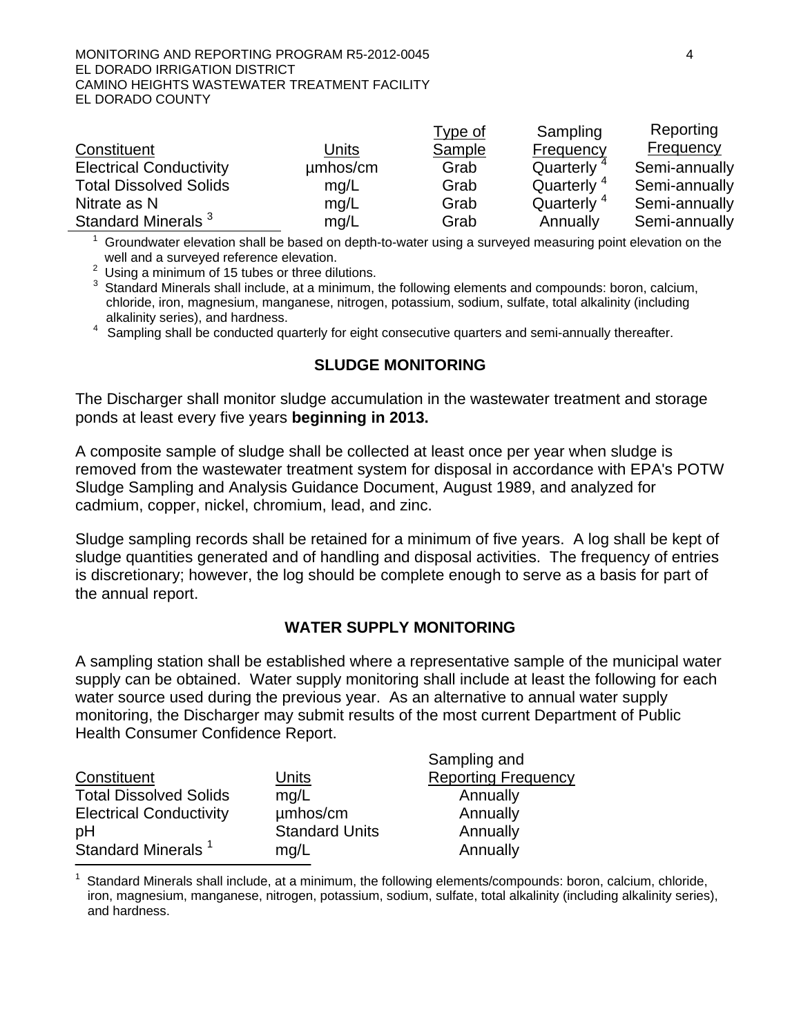| Constituent | Units | Type of Sample | Sampling Frequency | Reporting Frequency |
|---|---|---|---|---|
| Electrical Conductivity | μmhos/cm | Grab | Quarterly [4] | Semi-annually |
| Total Dissolved Solids | mg/L | Grab | Quarterly [4] | Semi-annually |
| Nitrate as N | mg/L | Grab | Quarterly [4] | Semi-annually |
| Standard Minerals [3] | mg/L | Grab | Annually | Semi-annually |

[1] Groundwater elevation shall be based on depth-to-water using a surveyed measuring point elevation on the well and a surveyed reference elevation.

[2] Using a minimum of 15 tubes or three dilutions.

[3] Standard Minerals shall include, at a minimum, the following elements and compounds: boron, calcium, chloride, iron, magnesium, manganese, nitrogen, potassium, sodium, sulfate, total alkalinity (including alkalinity series), and hardness.

[4] Sampling shall be conducted quarterly for eight consecutive quarters and semi-annually thereafter.

## SLUDGE MONITORING

The Discharger shall monitor sludge accumulation in the wastewater treatment and storage ponds at least every five years **beginning in 2013.**

A composite sample of sludge shall be collected at least once per year when sludge is removed from the wastewater treatment system for disposal in accordance with EPA's POTW Sludge Sampling and Analysis Guidance Document, August 1989, and analyzed for cadmium, copper, nickel, chromium, lead, and zinc.

Sludge sampling records shall be retained for a minimum of five years. A log shall be kept of sludge quantities generated and of handling and disposal activities. The frequency of entries is discretionary; however, the log should be complete enough to serve as a basis for part of the annual report.

## WATER SUPPLY MONITORING

A sampling station shall be established where a representative sample of the municipal water supply can be obtained. Water supply monitoring shall include at least the following for each water source used during the previous year. As an alternative to annual water supply monitoring, the Discharger may submit results of the most current Department of Public Health Consumer Confidence Report.

| Constituent | Units | Sampling and Reporting Frequency |
|---|---|---|
| Total Dissolved Solids | mg/L | Annually |
| Electrical Conductivity | μmhos/cm | Annually |
| pH | Standard Units | Annually |
| Standard Minerals [1] | mg/L | Annually |

[1] Standard Minerals shall include, at a minimum, the following elements/compounds: boron, calcium, chloride, iron, magnesium, manganese, nitrogen, potassium, sodium, sulfate, total alkalinity (including alkalinity series), and hardness.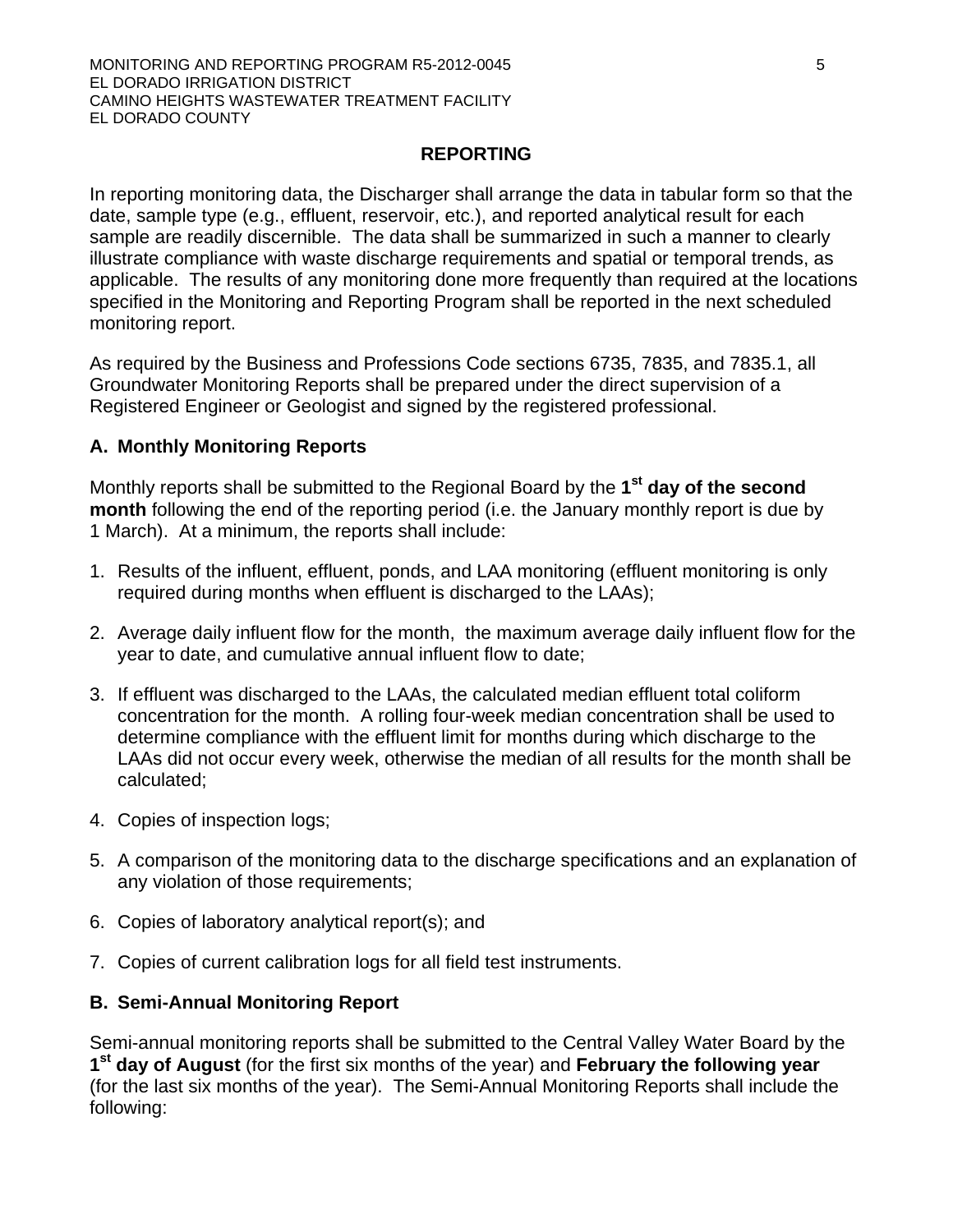## REPORTING

In reporting monitoring data, the Discharger shall arrange the data in tabular form so that the date, sample type (e.g., effluent, reservoir, etc.), and reported analytical result for each sample are readily discernible. The data shall be summarized in such a manner to clearly illustrate compliance with waste discharge requirements and spatial or temporal trends, as applicable. The results of any monitoring done more frequently than required at the locations specified in the Monitoring and Reporting Program shall be reported in the next scheduled monitoring report.

As required by the Business and Professions Code sections 6735, 7835, and 7835.1, all Groundwater Monitoring Reports shall be prepared under the direct supervision of a Registered Engineer or Geologist and signed by the registered professional.

### A. Monthly Monitoring Reports

Monthly reports shall be submitted to the Regional Board by the **1st day of the second month** following the end of the reporting period (i.e. the January monthly report is due by 1 March). At a minimum, the reports shall include:

1. Results of the influent, effluent, ponds, and LAA monitoring (effluent monitoring is only required during months when effluent is discharged to the LAAs);
2. Average daily influent flow for the month, the maximum average daily influent flow for the year to date, and cumulative annual influent flow to date;
3. If effluent was discharged to the LAAs, the calculated median effluent total coliform concentration for the month. A rolling four-week median concentration shall be used to determine compliance with the effluent limit for months during which discharge to the LAAs did not occur every week, otherwise the median of all results for the month shall be calculated;
4. Copies of inspection logs;
5. A comparison of the monitoring data to the discharge specifications and an explanation of any violation of those requirements;
6. Copies of laboratory analytical report(s); and
7. Copies of current calibration logs for all field test instruments.

### B. Semi-Annual Monitoring Report

Semi-annual monitoring reports shall be submitted to the Central Valley Water Board by the **1st day of August** (for the first six months of the year) and **February the following year** (for the last six months of the year). The Semi-Annual Monitoring Reports shall include the following: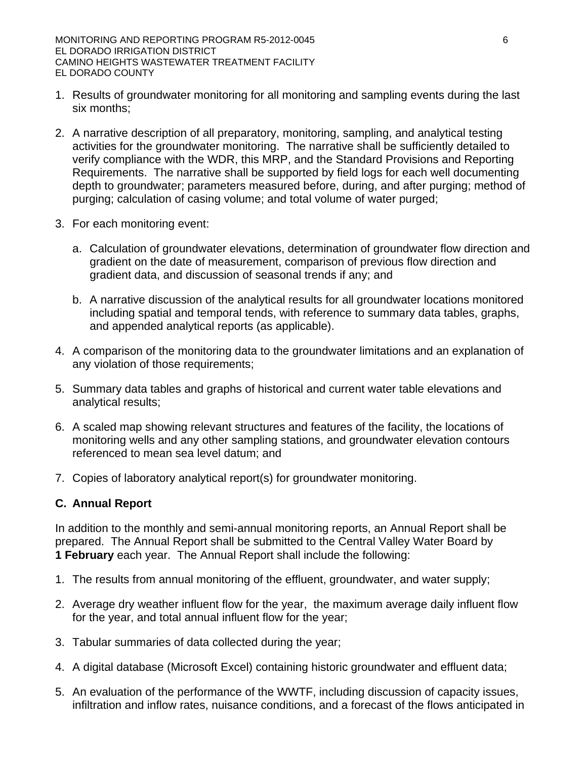1. Results of groundwater monitoring for all monitoring and sampling events during the last six months;

2. A narrative description of all preparatory, monitoring, sampling, and analytical testing activities for the groundwater monitoring. The narrative shall be sufficiently detailed to verify compliance with the WDR, this MRP, and the Standard Provisions and Reporting Requirements. The narrative shall be supported by field logs for each well documenting depth to groundwater; parameters measured before, during, and after purging; method of purging; calculation of casing volume; and total volume of water purged;

3. For each monitoring event:

   a. Calculation of groundwater elevations, determination of groundwater flow direction and gradient on the date of measurement, comparison of previous flow direction and gradient data, and discussion of seasonal trends if any; and

   b. A narrative discussion of the analytical results for all groundwater locations monitored including spatial and temporal tends, with reference to summary data tables, graphs, and appended analytical reports (as applicable).

4. A comparison of the monitoring data to the groundwater limitations and an explanation of any violation of those requirements;

5. Summary data tables and graphs of historical and current water table elevations and analytical results;

6. A scaled map showing relevant structures and features of the facility, the locations of monitoring wells and any other sampling stations, and groundwater elevation contours referenced to mean sea level datum; and

7. Copies of laboratory analytical report(s) for groundwater monitoring.

## C. Annual Report

In addition to the monthly and semi-annual monitoring reports, an Annual Report shall be prepared. The Annual Report shall be submitted to the Central Valley Water Board by **1 February** each year. The Annual Report shall include the following:

1. The results from annual monitoring of the effluent, groundwater, and water supply;

2. Average dry weather influent flow for the year, the maximum average daily influent flow for the year, and total annual influent flow for the year;

3. Tabular summaries of data collected during the year;

4. A digital database (Microsoft Excel) containing historic groundwater and effluent data;

5. An evaluation of the performance of the WWTF, including discussion of capacity issues, infiltration and inflow rates, nuisance conditions, and a forecast of the flows anticipated in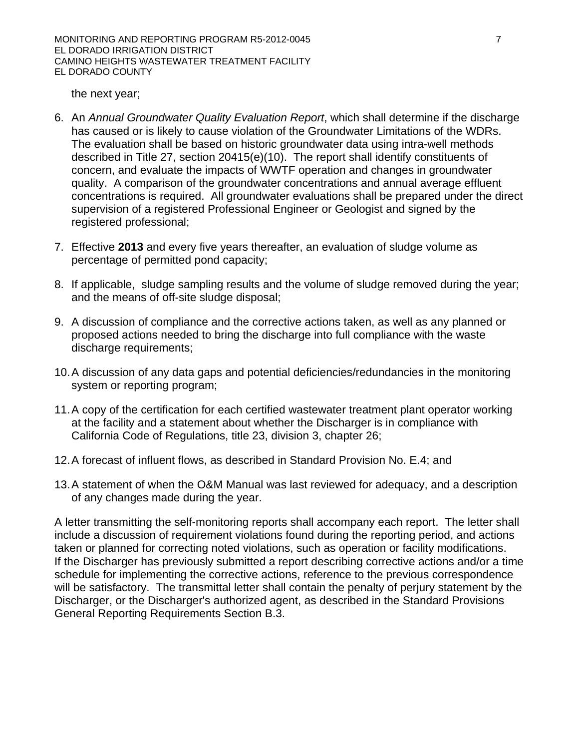the next year;

6. An *Annual Groundwater Quality Evaluation Report*, which shall determine if the discharge has caused or is likely to cause violation of the Groundwater Limitations of the WDRs. The evaluation shall be based on historic groundwater data using intra-well methods described in Title 27, section 20415(e)(10). The report shall identify constituents of concern, and evaluate the impacts of WWTF operation and changes in groundwater quality. A comparison of the groundwater concentrations and annual average effluent concentrations is required. All groundwater evaluations shall be prepared under the direct supervision of a registered Professional Engineer or Geologist and signed by the registered professional;

7. Effective **2013** and every five years thereafter, an evaluation of sludge volume as percentage of permitted pond capacity;

8. If applicable, sludge sampling results and the volume of sludge removed during the year; and the means of off-site sludge disposal;

9. A discussion of compliance and the corrective actions taken, as well as any planned or proposed actions needed to bring the discharge into full compliance with the waste discharge requirements;

10. A discussion of any data gaps and potential deficiencies/redundancies in the monitoring system or reporting program;

11. A copy of the certification for each certified wastewater treatment plant operator working at the facility and a statement about whether the Discharger is in compliance with California Code of Regulations, title 23, division 3, chapter 26;

12. A forecast of influent flows, as described in Standard Provision No. E.4; and

13. A statement of when the O&M Manual was last reviewed for adequacy, and a description of any changes made during the year.

A letter transmitting the self-monitoring reports shall accompany each report. The letter shall include a discussion of requirement violations found during the reporting period, and actions taken or planned for correcting noted violations, such as operation or facility modifications. If the Discharger has previously submitted a report describing corrective actions and/or a time schedule for implementing the corrective actions, reference to the previous correspondence will be satisfactory. The transmittal letter shall contain the penalty of perjury statement by the Discharger, or the Discharger's authorized agent, as described in the Standard Provisions General Reporting Requirements Section B.3.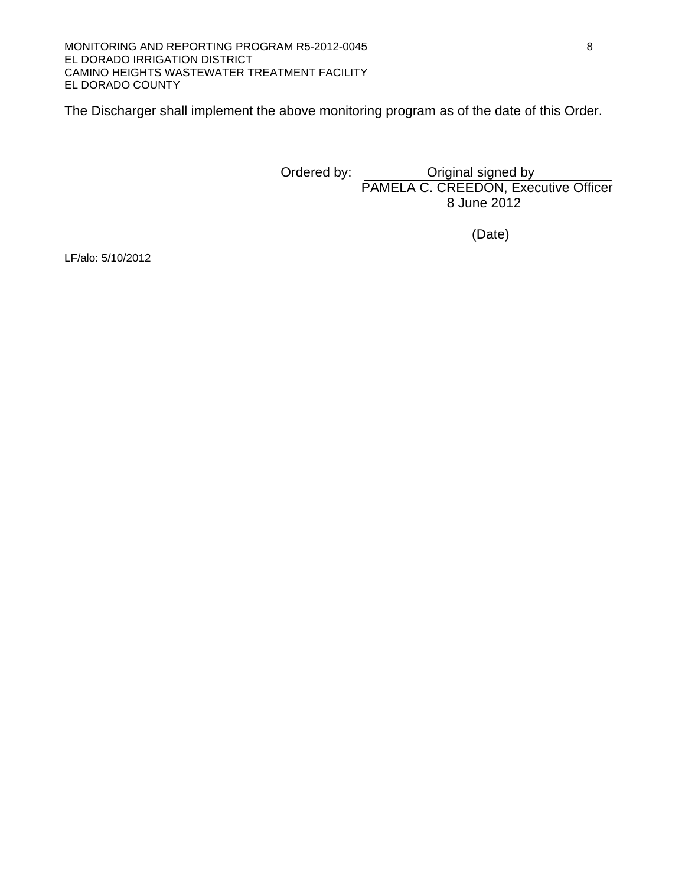The Discharger shall implement the above monitoring program as of the date of this Order.

Ordered by: Original signed by
PAMELA C. CREEDON, Executive Officer
8 June 2012

(Date)

LF/alo: 5/10/2012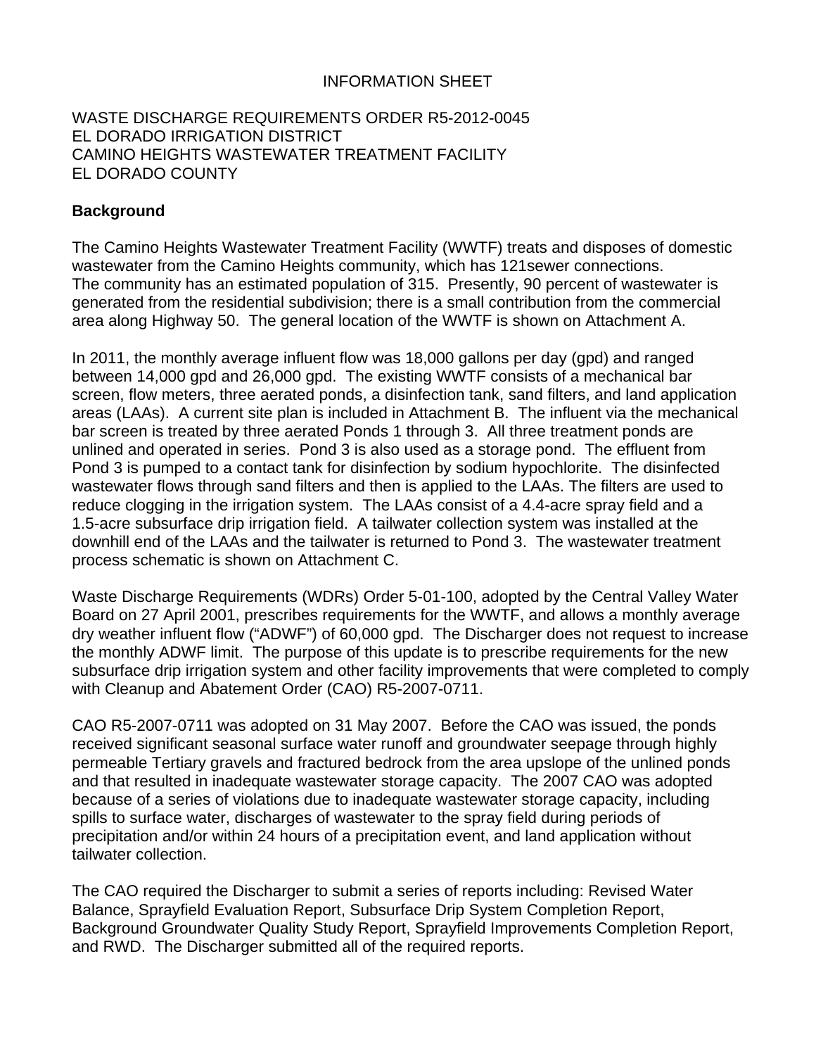INFORMATION SHEET

WASTE DISCHARGE REQUIREMENTS ORDER R5-2012-0045
EL DORADO IRRIGATION DISTRICT
CAMINO HEIGHTS WASTEWATER TREATMENT FACILITY
EL DORADO COUNTY

**Background**

The Camino Heights Wastewater Treatment Facility (WWTF) treats and disposes of domestic wastewater from the Camino Heights community, which has 121sewer connections. The community has an estimated population of 315. Presently, 90 percent of wastewater is generated from the residential subdivision; there is a small contribution from the commercial area along Highway 50. The general location of the WWTF is shown on Attachment A.

In 2011, the monthly average influent flow was 18,000 gallons per day (gpd) and ranged between 14,000 gpd and 26,000 gpd. The existing WWTF consists of a mechanical bar screen, flow meters, three aerated ponds, a disinfection tank, sand filters, and land application areas (LAAs). A current site plan is included in Attachment B. The influent via the mechanical bar screen is treated by three aerated Ponds 1 through 3. All three treatment ponds are unlined and operated in series. Pond 3 is also used as a storage pond. The effluent from Pond 3 is pumped to a contact tank for disinfection by sodium hypochlorite. The disinfected wastewater flows through sand filters and then is applied to the LAAs. The filters are used to reduce clogging in the irrigation system. The LAAs consist of a 4.4-acre spray field and a 1.5-acre subsurface drip irrigation field. A tailwater collection system was installed at the downhill end of the LAAs and the tailwater is returned to Pond 3. The wastewater treatment process schematic is shown on Attachment C.

Waste Discharge Requirements (WDRs) Order 5-01-100, adopted by the Central Valley Water Board on 27 April 2001, prescribes requirements for the WWTF, and allows a monthly average dry weather influent flow ("ADWF") of 60,000 gpd. The Discharger does not request to increase the monthly ADWF limit. The purpose of this update is to prescribe requirements for the new subsurface drip irrigation system and other facility improvements that were completed to comply with Cleanup and Abatement Order (CAO) R5-2007-0711.

CAO R5-2007-0711 was adopted on 31 May 2007. Before the CAO was issued, the ponds received significant seasonal surface water runoff and groundwater seepage through highly permeable Tertiary gravels and fractured bedrock from the area upslope of the unlined ponds and that resulted in inadequate wastewater storage capacity. The 2007 CAO was adopted because of a series of violations due to inadequate wastewater storage capacity, including spills to surface water, discharges of wastewater to the spray field during periods of precipitation and/or within 24 hours of a precipitation event, and land application without tailwater collection.

The CAO required the Discharger to submit a series of reports including: Revised Water Balance, Sprayfield Evaluation Report, Subsurface Drip System Completion Report, Background Groundwater Quality Study Report, Sprayfield Improvements Completion Report, and RWD. The Discharger submitted all of the required reports.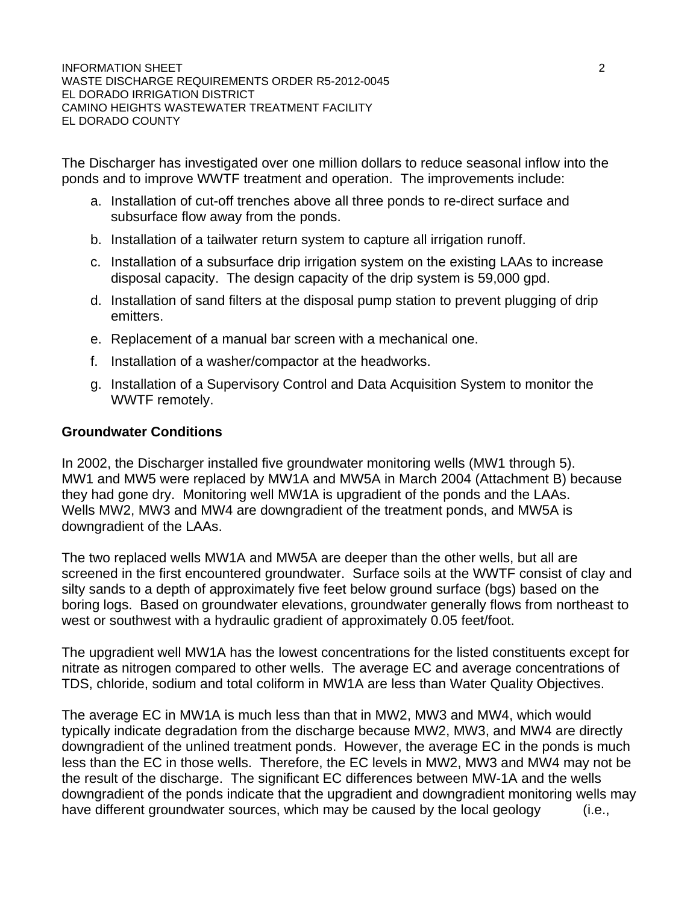The Discharger has investigated over one million dollars to reduce seasonal inflow into the ponds and to improve WWTF treatment and operation. The improvements include:

a. Installation of cut-off trenches above all three ponds to re-direct surface and subsurface flow away from the ponds.

b. Installation of a tailwater return system to capture all irrigation runoff.

c. Installation of a subsurface drip irrigation system on the existing LAAs to increase disposal capacity. The design capacity of the drip system is 59,000 gpd.

d. Installation of sand filters at the disposal pump station to prevent plugging of drip emitters.

e. Replacement of a manual bar screen with a mechanical one.

f. Installation of a washer/compactor at the headworks.

g. Installation of a Supervisory Control and Data Acquisition System to monitor the WWTF remotely.

**Groundwater Conditions**

In 2002, the Discharger installed five groundwater monitoring wells (MW1 through 5). MW1 and MW5 were replaced by MW1A and MW5A in March 2004 (Attachment B) because they had gone dry. Monitoring well MW1A is upgradient of the ponds and the LAAs. Wells MW2, MW3 and MW4 are downgradient of the treatment ponds, and MW5A is downgradient of the LAAs.

The two replaced wells MW1A and MW5A are deeper than the other wells, but all are screened in the first encountered groundwater. Surface soils at the WWTF consist of clay and silty sands to a depth of approximately five feet below ground surface (bgs) based on the boring logs. Based on groundwater elevations, groundwater generally flows from northeast to west or southwest with a hydraulic gradient of approximately 0.05 feet/foot.

The upgradient well MW1A has the lowest concentrations for the listed constituents except for nitrate as nitrogen compared to other wells. The average EC and average concentrations of TDS, chloride, sodium and total coliform in MW1A are less than Water Quality Objectives.

The average EC in MW1A is much less than that in MW2, MW3 and MW4, which would typically indicate degradation from the discharge because MW2, MW3, and MW4 are directly downgradient of the unlined treatment ponds. However, the average EC in the ponds is much less than the EC in those wells. Therefore, the EC levels in MW2, MW3 and MW4 may not be the result of the discharge. The significant EC differences between MW-1A and the wells downgradient of the ponds indicate that the upgradient and downgradient monitoring wells may have different groundwater sources, which may be caused by the local geology (i.e.,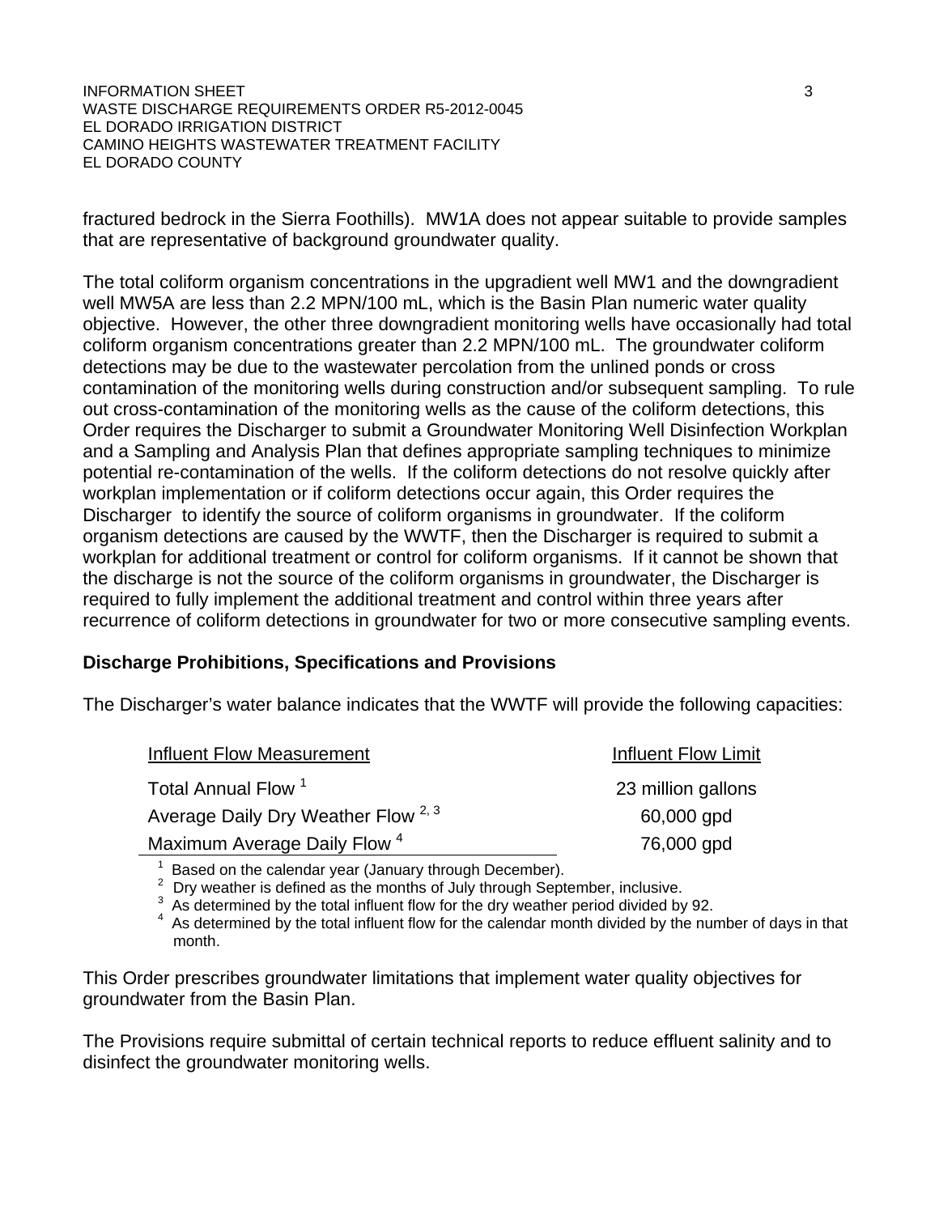fractured bedrock in the Sierra Foothills). MW1A does not appear suitable to provide samples that are representative of background groundwater quality.

The total coliform organism concentrations in the upgradient well MW1 and the downgradient well MW5A are less than 2.2 MPN/100 mL, which is the Basin Plan numeric water quality objective. However, the other three downgradient monitoring wells have occasionally had total coliform organism concentrations greater than 2.2 MPN/100 mL. The groundwater coliform detections may be due to the wastewater percolation from the unlined ponds or cross contamination of the monitoring wells during construction and/or subsequent sampling. To rule out cross-contamination of the monitoring wells as the cause of the coliform detections, this Order requires the Discharger to submit a Groundwater Monitoring Well Disinfection Workplan and a Sampling and Analysis Plan that defines appropriate sampling techniques to minimize potential re-contamination of the wells. If the coliform detections do not resolve quickly after workplan implementation or if coliform detections occur again, this Order requires the Discharger to identify the source of coliform organisms in groundwater. If the coliform organism detections are caused by the WWTF, then the Discharger is required to submit a workplan for additional treatment or control for coliform organisms. If it cannot be shown that the discharge is not the source of the coliform organisms in groundwater, the Discharger is required to fully implement the additional treatment and control within three years after recurrence of coliform detections in groundwater for two or more consecutive sampling events.

## Discharge Prohibitions, Specifications and Provisions

The Discharger's water balance indicates that the WWTF will provide the following capacities:

| Influent Flow Measurement | Influent Flow Limit |
|---|---|
| Total Annual Flow [1] | 23 million gallons |
| Average Daily Dry Weather Flow [2, 3] | 60,000 gpd |
| Maximum Average Daily Flow [4] | 76,000 gpd |

[1] Based on the calendar year (January through December).
[2] Dry weather is defined as the months of July through September, inclusive.
[3] As determined by the total influent flow for the dry weather period divided by 92.
[4] As determined by the total influent flow for the calendar month divided by the number of days in that month.

This Order prescribes groundwater limitations that implement water quality objectives for groundwater from the Basin Plan.

The Provisions require submittal of certain technical reports to reduce effluent salinity and to disinfect the groundwater monitoring wells.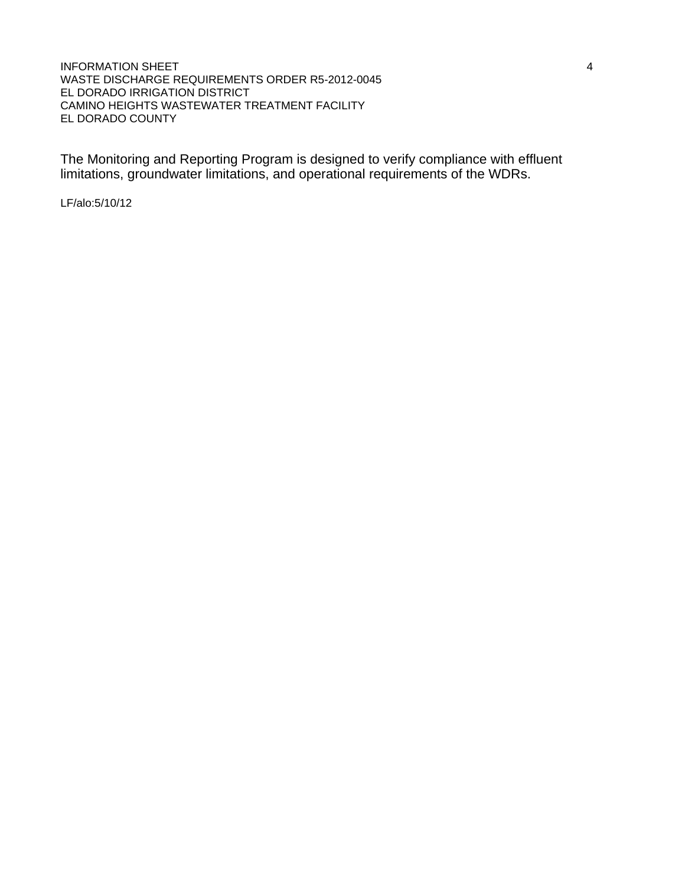The Monitoring and Reporting Program is designed to verify compliance with effluent limitations, groundwater limitations, and operational requirements of the WDRs.

LF/alo:5/10/12